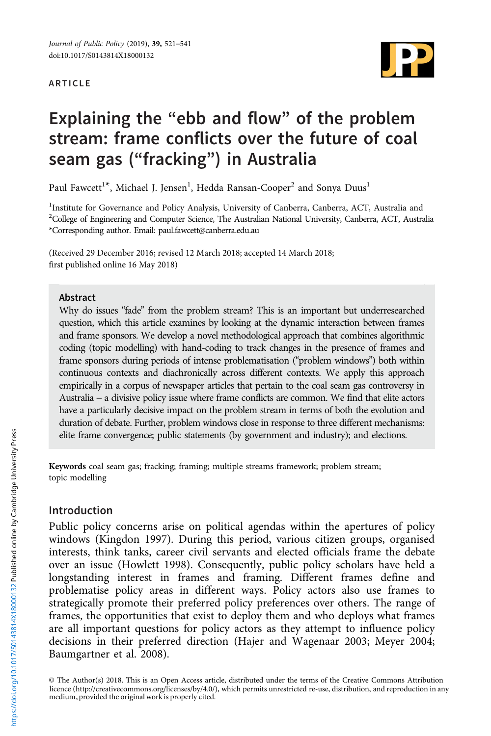ARTICLE

# Explaining the "ebb and flow" of the problem stream: frame conflicts over the future of coal seam gas ("fracking") in Australia

Paul Fawcett[1]*, Michael J. Jensen[1], Hedda Ransan-Cooper[2] and Sonya Duus[1]

[1]Institute for Governance and Policy Analysis, University of Canberra, Canberra, ACT, Australia and
[2]College of Engineering and Computer Science, The Australian National University, Canberra, ACT, Australia
*Corresponding author. Email: paul.fawcett@canberra.edu.au

(Received 29 December 2016; revised 12 March 2018; accepted 14 March 2018;
first published online 16 May 2018)

## Abstract

Why do issues "fade" from the problem stream? This is an important but underresearched question, which this article examines by looking at the dynamic interaction between frames and frame sponsors. We develop a novel methodological approach that combines algorithmic coding (topic modelling) with hand-coding to track changes in the presence of frames and frame sponsors during periods of intense problematisation ("problem windows") both within continuous contexts and diachronically across different contexts. We apply this approach empirically in a corpus of newspaper articles that pertain to the coal seam gas controversy in Australia – a divisive policy issue where frame conflicts are common. We find that elite actors have a particularly decisive impact on the problem stream in terms of both the evolution and duration of debate. Further, problem windows close in response to three different mechanisms: elite frame convergence; public statements (by government and industry); and elections.

**Keywords** coal seam gas; fracking; framing; multiple streams framework; problem stream; topic modelling

## Introduction

Public policy concerns arise on political agendas within the apertures of policy windows (Kingdon 1997). During this period, various citizen groups, organised interests, think tanks, career civil servants and elected officials frame the debate over an issue (Howlett 1998). Consequently, public policy scholars have held a longstanding interest in frames and framing. Different frames define and problematise policy areas in different ways. Policy actors also use frames to strategically promote their preferred policy preferences over others. The range of frames, the opportunities that exist to deploy them and who deploys what frames are all important questions for policy actors as they attempt to influence policy decisions in their preferred direction (Hajer and Wagenaar 2003; Meyer 2004; Baumgartner et al. 2008).

© The Author(s) 2018. This is an Open Access article, distributed under the terms of the Creative Commons Attribution licence (http://creativecommons.org/licenses/by/4.0/), which permits unrestricted re-use, distribution, and reproduction in any medium, provided the original work is properly cited.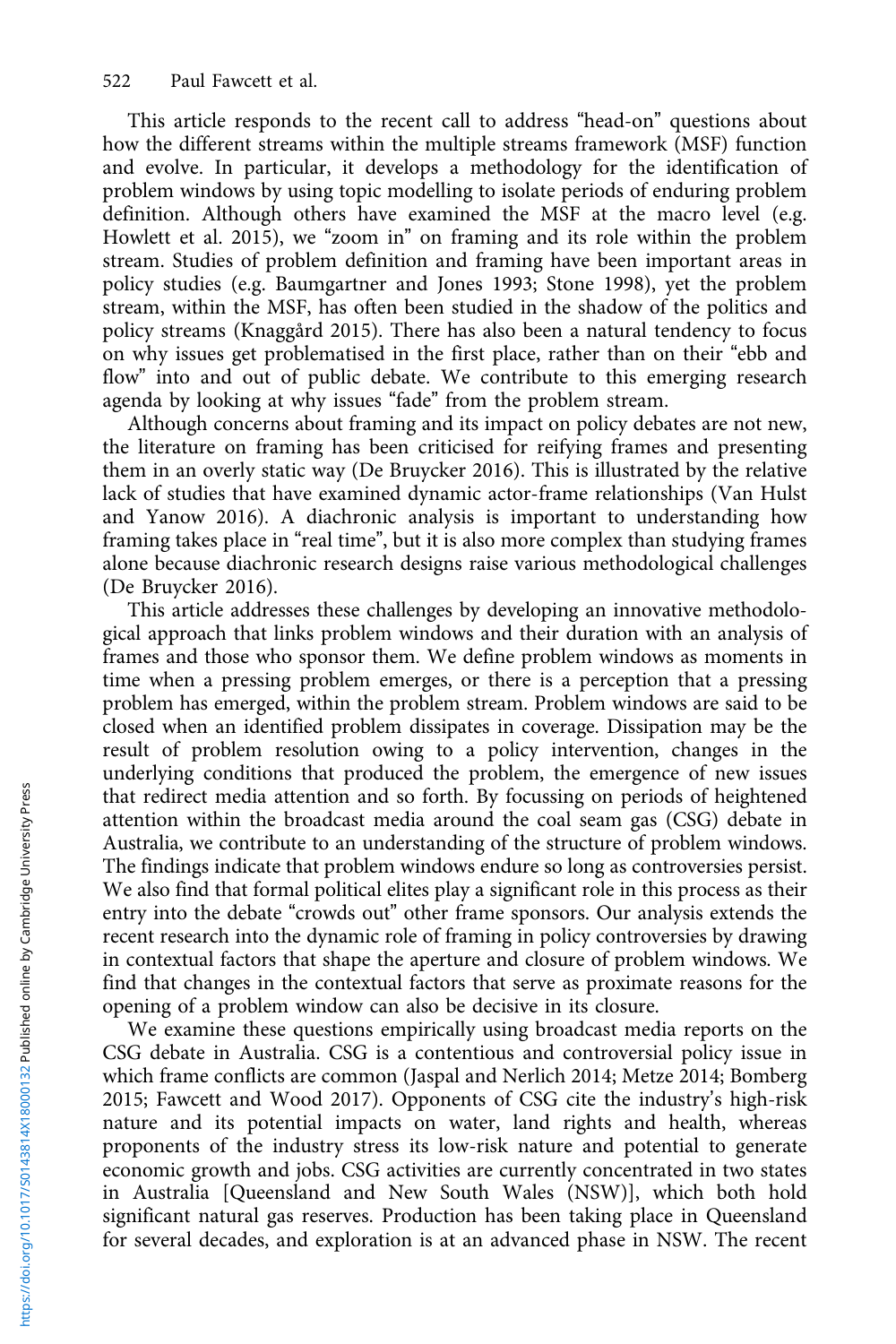This article responds to the recent call to address "head-on" questions about how the different streams within the multiple streams framework (MSF) function and evolve. In particular, it develops a methodology for the identification of problem windows by using topic modelling to isolate periods of enduring problem definition. Although others have examined the MSF at the macro level (e.g. Howlett et al. 2015), we "zoom in" on framing and its role within the problem stream. Studies of problem definition and framing have been important areas in policy studies (e.g. Baumgartner and Jones 1993; Stone 1998), yet the problem stream, within the MSF, has often been studied in the shadow of the politics and policy streams (Knaggård 2015). There has also been a natural tendency to focus on why issues get problematised in the first place, rather than on their "ebb and flow" into and out of public debate. We contribute to this emerging research agenda by looking at why issues "fade" from the problem stream.

Although concerns about framing and its impact on policy debates are not new, the literature on framing has been criticised for reifying frames and presenting them in an overly static way (De Bruycker 2016). This is illustrated by the relative lack of studies that have examined dynamic actor-frame relationships (Van Hulst and Yanow 2016). A diachronic analysis is important to understanding how framing takes place in "real time", but it is also more complex than studying frames alone because diachronic research designs raise various methodological challenges (De Bruycker 2016).

This article addresses these challenges by developing an innovative methodological approach that links problem windows and their duration with an analysis of frames and those who sponsor them. We define problem windows as moments in time when a pressing problem emerges, or there is a perception that a pressing problem has emerged, within the problem stream. Problem windows are said to be closed when an identified problem dissipates in coverage. Dissipation may be the result of problem resolution owing to a policy intervention, changes in the underlying conditions that produced the problem, the emergence of new issues that redirect media attention and so forth. By focussing on periods of heightened attention within the broadcast media around the coal seam gas (CSG) debate in Australia, we contribute to an understanding of the structure of problem windows. The findings indicate that problem windows endure so long as controversies persist. We also find that formal political elites play a significant role in this process as their entry into the debate "crowds out" other frame sponsors. Our analysis extends the recent research into the dynamic role of framing in policy controversies by drawing in contextual factors that shape the aperture and closure of problem windows. We find that changes in the contextual factors that serve as proximate reasons for the opening of a problem window can also be decisive in its closure.

We examine these questions empirically using broadcast media reports on the CSG debate in Australia. CSG is a contentious and controversial policy issue in which frame conflicts are common (Jaspal and Nerlich 2014; Metze 2014; Bomberg 2015; Fawcett and Wood 2017). Opponents of CSG cite the industry's high-risk nature and its potential impacts on water, land rights and health, whereas proponents of the industry stress its low-risk nature and potential to generate economic growth and jobs. CSG activities are currently concentrated in two states in Australia [Queensland and New South Wales (NSW)], which both hold significant natural gas reserves. Production has been taking place in Queensland for several decades, and exploration is at an advanced phase in NSW. The recent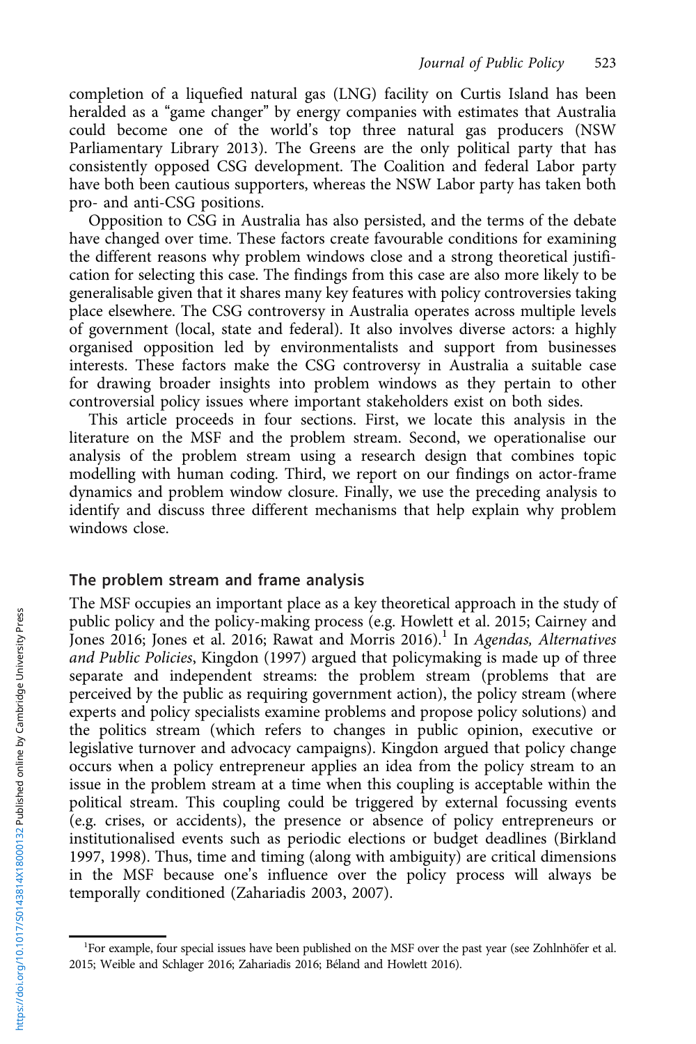completion of a liquefied natural gas (LNG) facility on Curtis Island has been heralded as a "game changer" by energy companies with estimates that Australia could become one of the world's top three natural gas producers (NSW Parliamentary Library 2013). The Greens are the only political party that has consistently opposed CSG development. The Coalition and federal Labor party have both been cautious supporters, whereas the NSW Labor party has taken both pro- and anti-CSG positions.

Opposition to CSG in Australia has also persisted, and the terms of the debate have changed over time. These factors create favourable conditions for examining the different reasons why problem windows close and a strong theoretical justification for selecting this case. The findings from this case are also more likely to be generalisable given that it shares many key features with policy controversies taking place elsewhere. The CSG controversy in Australia operates across multiple levels of government (local, state and federal). It also involves diverse actors: a highly organised opposition led by environmentalists and support from businesses interests. These factors make the CSG controversy in Australia a suitable case for drawing broader insights into problem windows as they pertain to other controversial policy issues where important stakeholders exist on both sides.

This article proceeds in four sections. First, we locate this analysis in the literature on the MSF and the problem stream. Second, we operationalise our analysis of the problem stream using a research design that combines topic modelling with human coding. Third, we report on our findings on actor-frame dynamics and problem window closure. Finally, we use the preceding analysis to identify and discuss three different mechanisms that help explain why problem windows close.

## The problem stream and frame analysis

The MSF occupies an important place as a key theoretical approach in the study of public policy and the policy-making process (e.g. Howlett et al. 2015; Cairney and Jones 2016; Jones et al. 2016; Rawat and Morris 2016).[1] In *Agendas, Alternatives and Public Policies*, Kingdon (1997) argued that policymaking is made up of three separate and independent streams: the problem stream (problems that are perceived by the public as requiring government action), the policy stream (where experts and policy specialists examine problems and propose policy solutions) and the politics stream (which refers to changes in public opinion, executive or legislative turnover and advocacy campaigns). Kingdon argued that policy change occurs when a policy entrepreneur applies an idea from the policy stream to an issue in the problem stream at a time when this coupling is acceptable within the political stream. This coupling could be triggered by external focussing events (e.g. crises, or accidents), the presence or absence of policy entrepreneurs or institutionalised events such as periodic elections or budget deadlines (Birkland 1997, 1998). Thus, time and timing (along with ambiguity) are critical dimensions in the MSF because one's influence over the policy process will always be temporally conditioned (Zahariadis 2003, 2007).

[1]For example, four special issues have been published on the MSF over the past year (see Zohlnhöfer et al. 2015; Weible and Schlager 2016; Zahariadis 2016; Béland and Howlett 2016).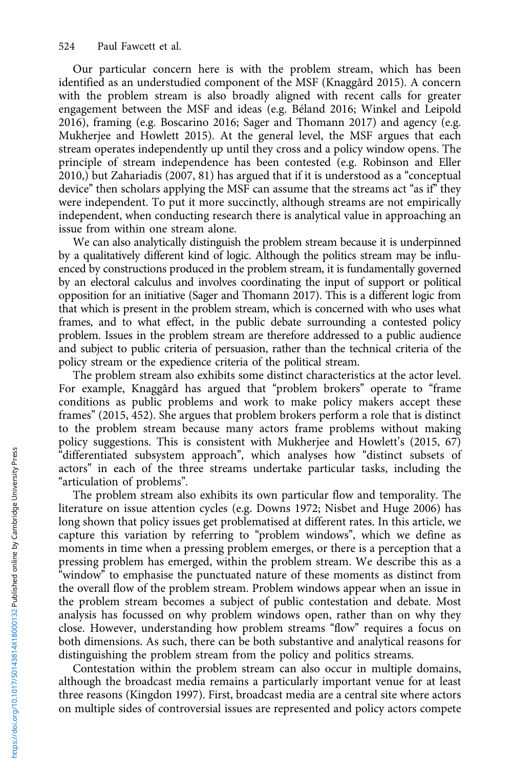Our particular concern here is with the problem stream, which has been identified as an understudied component of the MSF (Knaggård 2015). A concern with the problem stream is also broadly aligned with recent calls for greater engagement between the MSF and ideas (e.g. Béland 2016; Winkel and Leipold 2016), framing (e.g. Boscarino 2016; Sager and Thomann 2017) and agency (e.g. Mukherjee and Howlett 2015). At the general level, the MSF argues that each stream operates independently up until they cross and a policy window opens. The principle of stream independence has been contested (e.g. Robinson and Eller 2010,) but Zahariadis (2007, 81) has argued that if it is understood as a "conceptual device" then scholars applying the MSF can assume that the streams act "as if" they were independent. To put it more succinctly, although streams are not empirically independent, when conducting research there is analytical value in approaching an issue from within one stream alone.

We can also analytically distinguish the problem stream because it is underpinned by a qualitatively different kind of logic. Although the politics stream may be influenced by constructions produced in the problem stream, it is fundamentally governed by an electoral calculus and involves coordinating the input of support or political opposition for an initiative (Sager and Thomann 2017). This is a different logic from that which is present in the problem stream, which is concerned with who uses what frames, and to what effect, in the public debate surrounding a contested policy problem. Issues in the problem stream are therefore addressed to a public audience and subject to public criteria of persuasion, rather than the technical criteria of the policy stream or the expedience criteria of the political stream.

The problem stream also exhibits some distinct characteristics at the actor level. For example, Knaggård has argued that "problem brokers" operate to "frame conditions as public problems and work to make policy makers accept these frames" (2015, 452). She argues that problem brokers perform a role that is distinct to the problem stream because many actors frame problems without making policy suggestions. This is consistent with Mukherjee and Howlett's (2015, 67) "differentiated subsystem approach", which analyses how "distinct subsets of actors" in each of the three streams undertake particular tasks, including the "articulation of problems".

The problem stream also exhibits its own particular flow and temporality. The literature on issue attention cycles (e.g. Downs 1972; Nisbet and Huge 2006) has long shown that policy issues get problematised at different rates. In this article, we capture this variation by referring to "problem windows", which we define as moments in time when a pressing problem emerges, or there is a perception that a pressing problem has emerged, within the problem stream. We describe this as a "window" to emphasise the punctuated nature of these moments as distinct from the overall flow of the problem stream. Problem windows appear when an issue in the problem stream becomes a subject of public contestation and debate. Most analysis has focussed on why problem windows open, rather than on why they close. However, understanding how problem streams "flow" requires a focus on both dimensions. As such, there can be both substantive and analytical reasons for distinguishing the problem stream from the policy and politics streams.

Contestation within the problem stream can also occur in multiple domains, although the broadcast media remains a particularly important venue for at least three reasons (Kingdon 1997). First, broadcast media are a central site where actors on multiple sides of controversial issues are represented and policy actors compete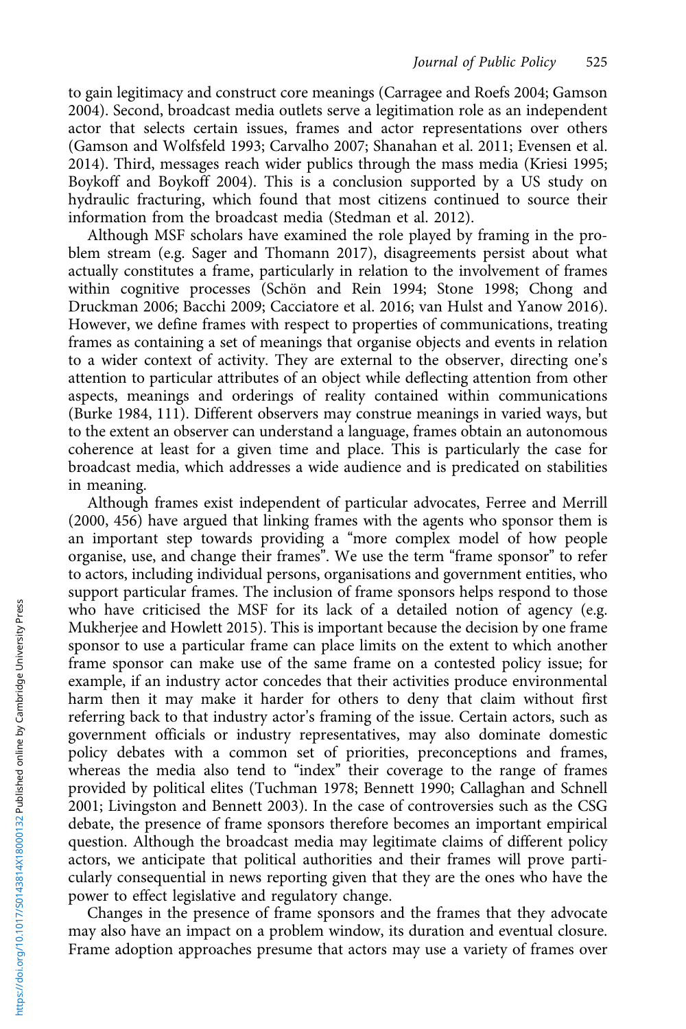to gain legitimacy and construct core meanings (Carragee and Roefs 2004; Gamson 2004). Second, broadcast media outlets serve a legitimation role as an independent actor that selects certain issues, frames and actor representations over others (Gamson and Wolfsfeld 1993; Carvalho 2007; Shanahan et al. 2011; Evensen et al. 2014). Third, messages reach wider publics through the mass media (Kriesi 1995; Boykoff and Boykoff 2004). This is a conclusion supported by a US study on hydraulic fracturing, which found that most citizens continued to source their information from the broadcast media (Stedman et al. 2012).

Although MSF scholars have examined the role played by framing in the problem stream (e.g. Sager and Thomann 2017), disagreements persist about what actually constitutes a frame, particularly in relation to the involvement of frames within cognitive processes (Schön and Rein 1994; Stone 1998; Chong and Druckman 2006; Bacchi 2009; Cacciatore et al. 2016; van Hulst and Yanow 2016). However, we define frames with respect to properties of communications, treating frames as containing a set of meanings that organise objects and events in relation to a wider context of activity. They are external to the observer, directing one's attention to particular attributes of an object while deflecting attention from other aspects, meanings and orderings of reality contained within communications (Burke 1984, 111). Different observers may construe meanings in varied ways, but to the extent an observer can understand a language, frames obtain an autonomous coherence at least for a given time and place. This is particularly the case for broadcast media, which addresses a wide audience and is predicated on stabilities in meaning.

Although frames exist independent of particular advocates, Ferree and Merrill (2000, 456) have argued that linking frames with the agents who sponsor them is an important step towards providing a "more complex model of how people organise, use, and change their frames". We use the term "frame sponsor" to refer to actors, including individual persons, organisations and government entities, who support particular frames. The inclusion of frame sponsors helps respond to those who have criticised the MSF for its lack of a detailed notion of agency (e.g. Mukherjee and Howlett 2015). This is important because the decision by one frame sponsor to use a particular frame can place limits on the extent to which another frame sponsor can make use of the same frame on a contested policy issue; for example, if an industry actor concedes that their activities produce environmental harm then it may make it harder for others to deny that claim without first referring back to that industry actor's framing of the issue. Certain actors, such as government officials or industry representatives, may also dominate domestic policy debates with a common set of priorities, preconceptions and frames, whereas the media also tend to "index" their coverage to the range of frames provided by political elites (Tuchman 1978; Bennett 1990; Callaghan and Schnell 2001; Livingston and Bennett 2003). In the case of controversies such as the CSG debate, the presence of frame sponsors therefore becomes an important empirical question. Although the broadcast media may legitimate claims of different policy actors, we anticipate that political authorities and their frames will prove particularly consequential in news reporting given that they are the ones who have the power to effect legislative and regulatory change.

Changes in the presence of frame sponsors and the frames that they advocate may also have an impact on a problem window, its duration and eventual closure. Frame adoption approaches presume that actors may use a variety of frames over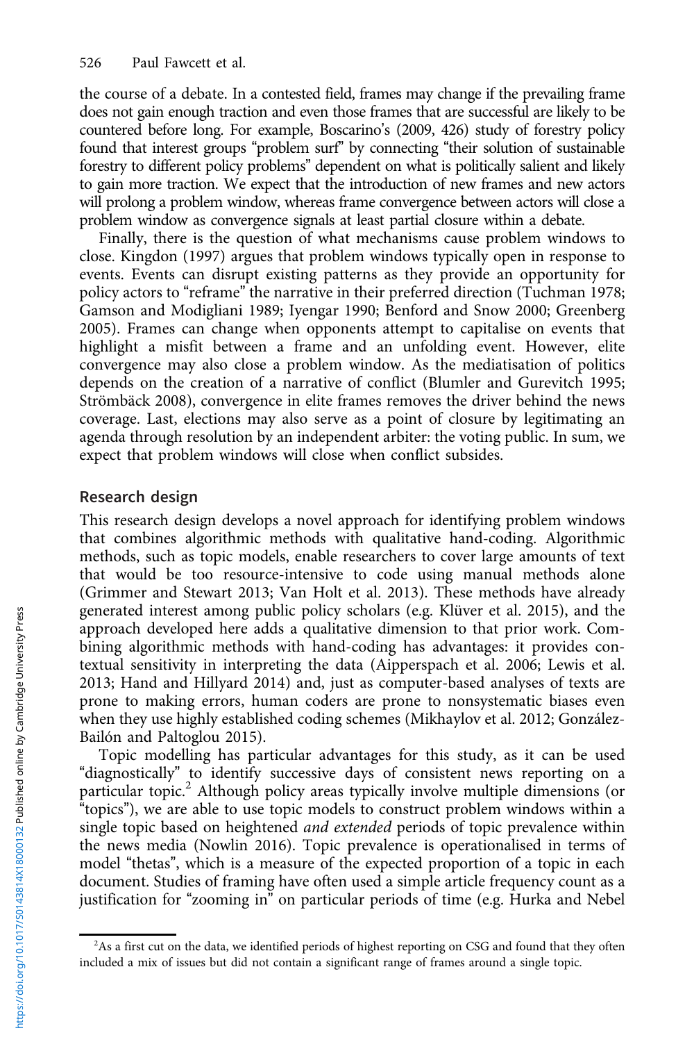the course of a debate. In a contested field, frames may change if the prevailing frame does not gain enough traction and even those frames that are successful are likely to be countered before long. For example, Boscarino's (2009, 426) study of forestry policy found that interest groups "problem surf" by connecting "their solution of sustainable forestry to different policy problems" dependent on what is politically salient and likely to gain more traction. We expect that the introduction of new frames and new actors will prolong a problem window, whereas frame convergence between actors will close a problem window as convergence signals at least partial closure within a debate.

Finally, there is the question of what mechanisms cause problem windows to close. Kingdon (1997) argues that problem windows typically open in response to events. Events can disrupt existing patterns as they provide an opportunity for policy actors to "reframe" the narrative in their preferred direction (Tuchman 1978; Gamson and Modigliani 1989; Iyengar 1990; Benford and Snow 2000; Greenberg 2005). Frames can change when opponents attempt to capitalise on events that highlight a misfit between a frame and an unfolding event. However, elite convergence may also close a problem window. As the mediatisation of politics depends on the creation of a narrative of conflict (Blumler and Gurevitch 1995; Strömbäck 2008), convergence in elite frames removes the driver behind the news coverage. Last, elections may also serve as a point of closure by legitimating an agenda through resolution by an independent arbiter: the voting public. In sum, we expect that problem windows will close when conflict subsides.

## Research design

This research design develops a novel approach for identifying problem windows that combines algorithmic methods with qualitative hand-coding. Algorithmic methods, such as topic models, enable researchers to cover large amounts of text that would be too resource-intensive to code using manual methods alone (Grimmer and Stewart 2013; Van Holt et al. 2013). These methods have already generated interest among public policy scholars (e.g. Klüver et al. 2015), and the approach developed here adds a qualitative dimension to that prior work. Combining algorithmic methods with hand-coding has advantages: it provides contextual sensitivity in interpreting the data (Aipperspach et al. 2006; Lewis et al. 2013; Hand and Hillyard 2014) and, just as computer-based analyses of texts are prone to making errors, human coders are prone to nonsystematic biases even when they use highly established coding schemes (Mikhaylov et al. 2012; González-Bailón and Paltoglou 2015).

Topic modelling has particular advantages for this study, as it can be used "diagnostically" to identify successive days of consistent news reporting on a particular topic.[2] Although policy areas typically involve multiple dimensions (or "topics"), we are able to use topic models to construct problem windows within a single topic based on heightened *and extended* periods of topic prevalence within the news media (Nowlin 2016). Topic prevalence is operationalised in terms of model "thetas", which is a measure of the expected proportion of a topic in each document. Studies of framing have often used a simple article frequency count as a justification for "zooming in" on particular periods of time (e.g. Hurka and Nebel

[2]As a first cut on the data, we identified periods of highest reporting on CSG and found that they often included a mix of issues but did not contain a significant range of frames around a single topic.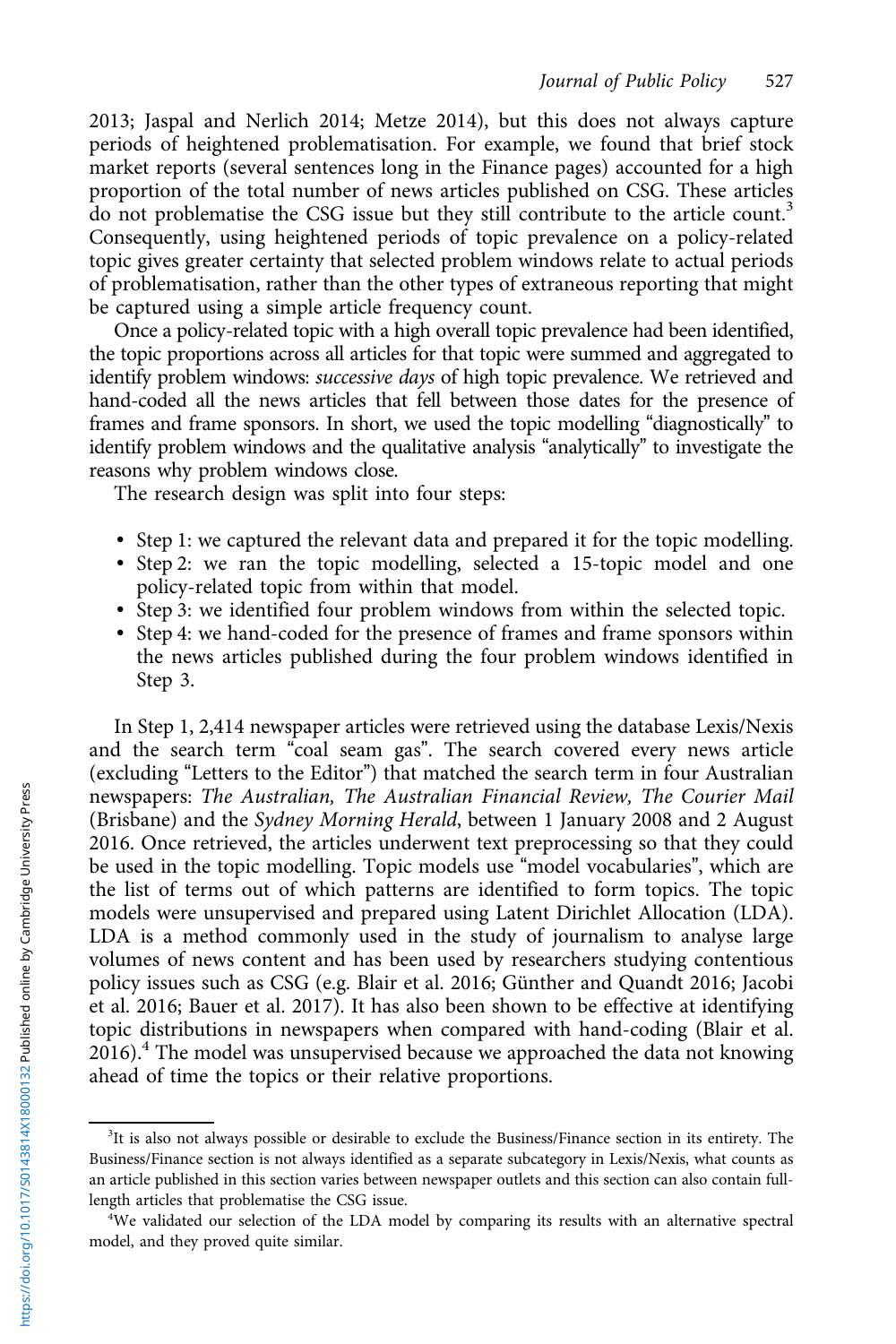2013; Jaspal and Nerlich 2014; Metze 2014), but this does not always capture periods of heightened problematisation. For example, we found that brief stock market reports (several sentences long in the Finance pages) accounted for a high proportion of the total number of news articles published on CSG. These articles do not problematise the CSG issue but they still contribute to the article count.[3] Consequently, using heightened periods of topic prevalence on a policy-related topic gives greater certainty that selected problem windows relate to actual periods of problematisation, rather than the other types of extraneous reporting that might be captured using a simple article frequency count.

Once a policy-related topic with a high overall topic prevalence had been identified, the topic proportions across all articles for that topic were summed and aggregated to identify problem windows: *successive days* of high topic prevalence. We retrieved and hand-coded all the news articles that fell between those dates for the presence of frames and frame sponsors. In short, we used the topic modelling "diagnostically" to identify problem windows and the qualitative analysis "analytically" to investigate the reasons why problem windows close.

The research design was split into four steps:

- Step 1: we captured the relevant data and prepared it for the topic modelling.
- Step 2: we ran the topic modelling, selected a 15-topic model and one policy-related topic from within that model.
- Step 3: we identified four problem windows from within the selected topic.
- Step 4: we hand-coded for the presence of frames and frame sponsors within the news articles published during the four problem windows identified in Step 3.

In Step 1, 2,414 newspaper articles were retrieved using the database Lexis/Nexis and the search term "coal seam gas". The search covered every news article (excluding "Letters to the Editor") that matched the search term in four Australian newspapers: *The Australian, The Australian Financial Review, The Courier Mail* (Brisbane) and the *Sydney Morning Herald*, between 1 January 2008 and 2 August 2016. Once retrieved, the articles underwent text preprocessing so that they could be used in the topic modelling. Topic models use "model vocabularies", which are the list of terms out of which patterns are identified to form topics. The topic models were unsupervised and prepared using Latent Dirichlet Allocation (LDA). LDA is a method commonly used in the study of journalism to analyse large volumes of news content and has been used by researchers studying contentious policy issues such as CSG (e.g. Blair et al. 2016; Günther and Quandt 2016; Jacobi et al. 2016; Bauer et al. 2017). It has also been shown to be effective at identifying topic distributions in newspapers when compared with hand-coding (Blair et al. 2016).[4] The model was unsupervised because we approached the data not knowing ahead of time the topics or their relative proportions.

[3]It is also not always possible or desirable to exclude the Business/Finance section in its entirety. The Business/Finance section is not always identified as a separate subcategory in Lexis/Nexis, what counts as an article published in this section varies between newspaper outlets and this section can also contain full-length articles that problematise the CSG issue.

[4]We validated our selection of the LDA model by comparing its results with an alternative spectral model, and they proved quite similar.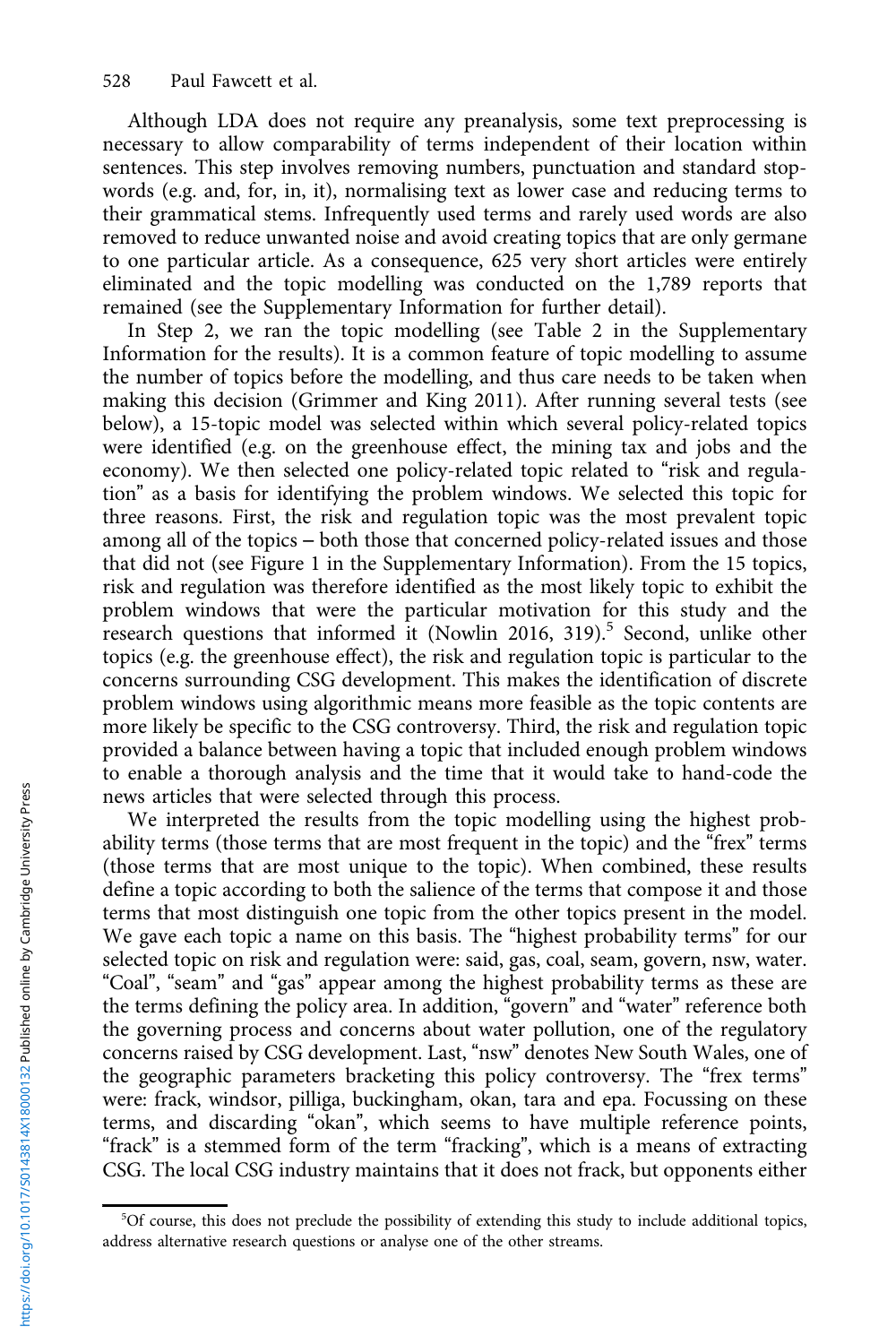Although LDA does not require any preanalysis, some text preprocessing is necessary to allow comparability of terms independent of their location within sentences. This step involves removing numbers, punctuation and standard stop-words (e.g. and, for, in, it), normalising text as lower case and reducing terms to their grammatical stems. Infrequently used terms and rarely used words are also removed to reduce unwanted noise and avoid creating topics that are only germane to one particular article. As a consequence, 625 very short articles were entirely eliminated and the topic modelling was conducted on the 1,789 reports that remained (see the Supplementary Information for further detail).

In Step 2, we ran the topic modelling (see Table 2 in the Supplementary Information for the results). It is a common feature of topic modelling to assume the number of topics before the modelling, and thus care needs to be taken when making this decision (Grimmer and King 2011). After running several tests (see below), a 15-topic model was selected within which several policy-related topics were identified (e.g. on the greenhouse effect, the mining tax and jobs and the economy). We then selected one policy-related topic related to "risk and regulation" as a basis for identifying the problem windows. We selected this topic for three reasons. First, the risk and regulation topic was the most prevalent topic among all of the topics – both those that concerned policy-related issues and those that did not (see Figure 1 in the Supplementary Information). From the 15 topics, risk and regulation was therefore identified as the most likely topic to exhibit the problem windows that were the particular motivation for this study and the research questions that informed it (Nowlin 2016, 319).[5] Second, unlike other topics (e.g. the greenhouse effect), the risk and regulation topic is particular to the concerns surrounding CSG development. This makes the identification of discrete problem windows using algorithmic means more feasible as the topic contents are more likely be specific to the CSG controversy. Third, the risk and regulation topic provided a balance between having a topic that included enough problem windows to enable a thorough analysis and the time that it would take to hand-code the news articles that were selected through this process.

We interpreted the results from the topic modelling using the highest probability terms (those terms that are most frequent in the topic) and the "frex" terms (those terms that are most unique to the topic). When combined, these results define a topic according to both the salience of the terms that compose it and those terms that most distinguish one topic from the other topics present in the model. We gave each topic a name on this basis. The "highest probability terms" for our selected topic on risk and regulation were: said, gas, coal, seam, govern, nsw, water. "Coal", "seam" and "gas" appear among the highest probability terms as these are the terms defining the policy area. In addition, "govern" and "water" reference both the governing process and concerns about water pollution, one of the regulatory concerns raised by CSG development. Last, "nsw" denotes New South Wales, one of the geographic parameters bracketing this policy controversy. The "frex terms" were: frack, windsor, pilliga, buckingham, okan, tara and epa. Focussing on these terms, and discarding "okan", which seems to have multiple reference points, "frack" is a stemmed form of the term "fracking", which is a means of extracting CSG. The local CSG industry maintains that it does not frack, but opponents either

[5] Of course, this does not preclude the possibility of extending this study to include additional topics, address alternative research questions or analyse one of the other streams.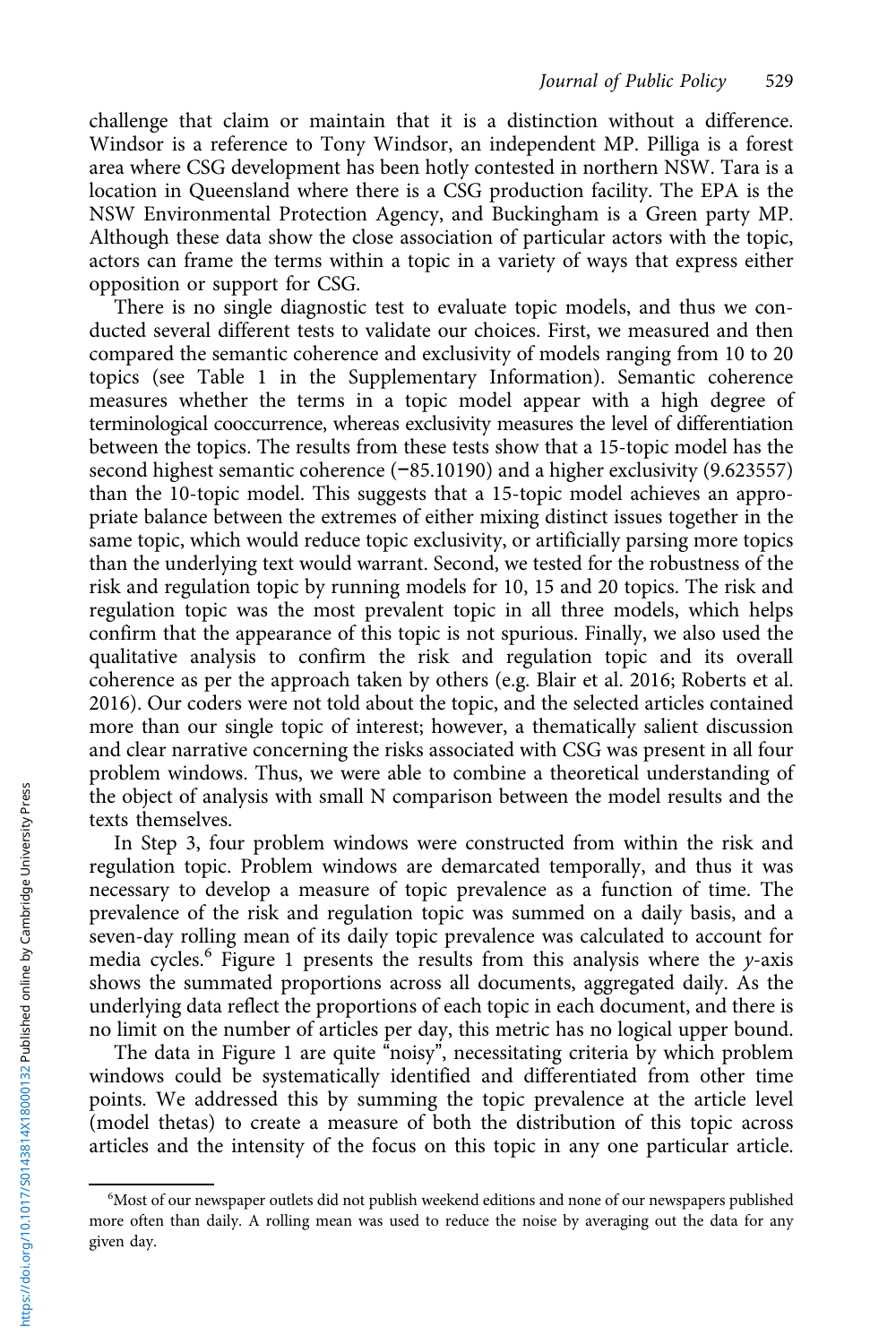challenge that claim or maintain that it is a distinction without a difference. Windsor is a reference to Tony Windsor, an independent MP. Pilliga is a forest area where CSG development has been hotly contested in northern NSW. Tara is a location in Queensland where there is a CSG production facility. The EPA is the NSW Environmental Protection Agency, and Buckingham is a Green party MP. Although these data show the close association of particular actors with the topic, actors can frame the terms within a topic in a variety of ways that express either opposition or support for CSG.

There is no single diagnostic test to evaluate topic models, and thus we conducted several different tests to validate our choices. First, we measured and then compared the semantic coherence and exclusivity of models ranging from 10 to 20 topics (see Table 1 in the Supplementary Information). Semantic coherence measures whether the terms in a topic model appear with a high degree of terminological cooccurrence, whereas exclusivity measures the level of differentiation between the topics. The results from these tests show that a 15-topic model has the second highest semantic coherence (−85.10190) and a higher exclusivity (9.623557) than the 10-topic model. This suggests that a 15-topic model achieves an appropriate balance between the extremes of either mixing distinct issues together in the same topic, which would reduce topic exclusivity, or artificially parsing more topics than the underlying text would warrant. Second, we tested for the robustness of the risk and regulation topic by running models for 10, 15 and 20 topics. The risk and regulation topic was the most prevalent topic in all three models, which helps confirm that the appearance of this topic is not spurious. Finally, we also used the qualitative analysis to confirm the risk and regulation topic and its overall coherence as per the approach taken by others (e.g. Blair et al. 2016; Roberts et al. 2016). Our coders were not told about the topic, and the selected articles contained more than our single topic of interest; however, a thematically salient discussion and clear narrative concerning the risks associated with CSG was present in all four problem windows. Thus, we were able to combine a theoretical understanding of the object of analysis with small N comparison between the model results and the texts themselves.

In Step 3, four problem windows were constructed from within the risk and regulation topic. Problem windows are demarcated temporally, and thus it was necessary to develop a measure of topic prevalence as a function of time. The prevalence of the risk and regulation topic was summed on a daily basis, and a seven-day rolling mean of its daily topic prevalence was calculated to account for media cycles.[6] Figure 1 presents the results from this analysis where the $y$-axis shows the summated proportions across all documents, aggregated daily. As the underlying data reflect the proportions of each topic in each document, and there is no limit on the number of articles per day, this metric has no logical upper bound.

The data in Figure 1 are quite "noisy", necessitating criteria by which problem windows could be systematically identified and differentiated from other time points. We addressed this by summing the topic prevalence at the article level (model thetas) to create a measure of both the distribution of this topic across articles and the intensity of the focus on this topic in any one particular article.

[6] Most of our newspaper outlets did not publish weekend editions and none of our newspapers published more often than daily. A rolling mean was used to reduce the noise by averaging out the data for any given day.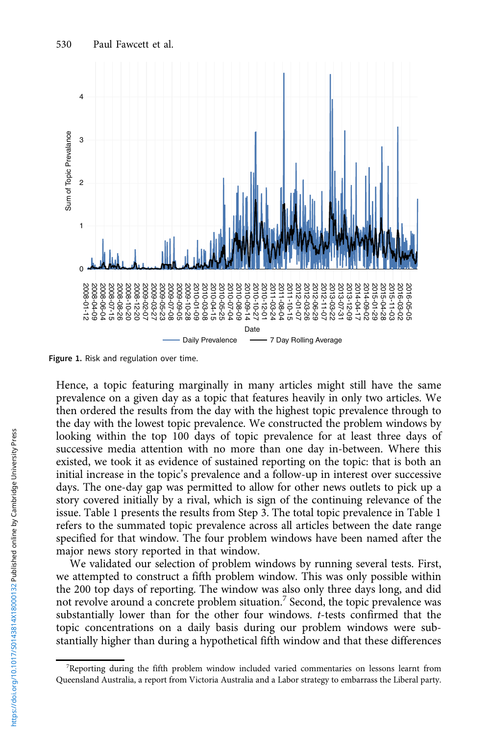Figure 1. Risk and regulation over time.

Hence, a topic featuring marginally in many articles might still have the same prevalence on a given day as a topic that features heavily in only two articles. We then ordered the results from the day with the highest topic prevalence through to the day with the lowest topic prevalence. We constructed the problem windows by looking within the top 100 days of topic prevalence for at least three days of successive media attention with no more than one day in-between. Where this existed, we took it as evidence of sustained reporting on the topic: that is both an initial increase in the topic's prevalence and a follow-up in interest over successive days. The one-day gap was permitted to allow for other news outlets to pick up a story covered initially by a rival, which is sign of the continuing relevance of the issue. Table 1 presents the results from Step 3. The total topic prevalence in Table 1 refers to the summated topic prevalence across all articles between the date range specified for that window. The four problem windows have been named after the major news story reported in that window.

We validated our selection of problem windows by running several tests. First, we attempted to construct a fifth problem window. This was only possible within the 200 top days of reporting. The window was also only three days long, and did not revolve around a concrete problem situation.[7] Second, the topic prevalence was substantially lower than for the other four windows. *t*-tests confirmed that the topic concentrations on a daily basis during our problem windows were substantially higher than during a hypothetical fifth window and that these differences

[7]Reporting during the fifth problem window included varied commentaries on lessons learnt from Queensland Australia, a report from Victoria Australia and a Labor strategy to embarrass the Liberal party.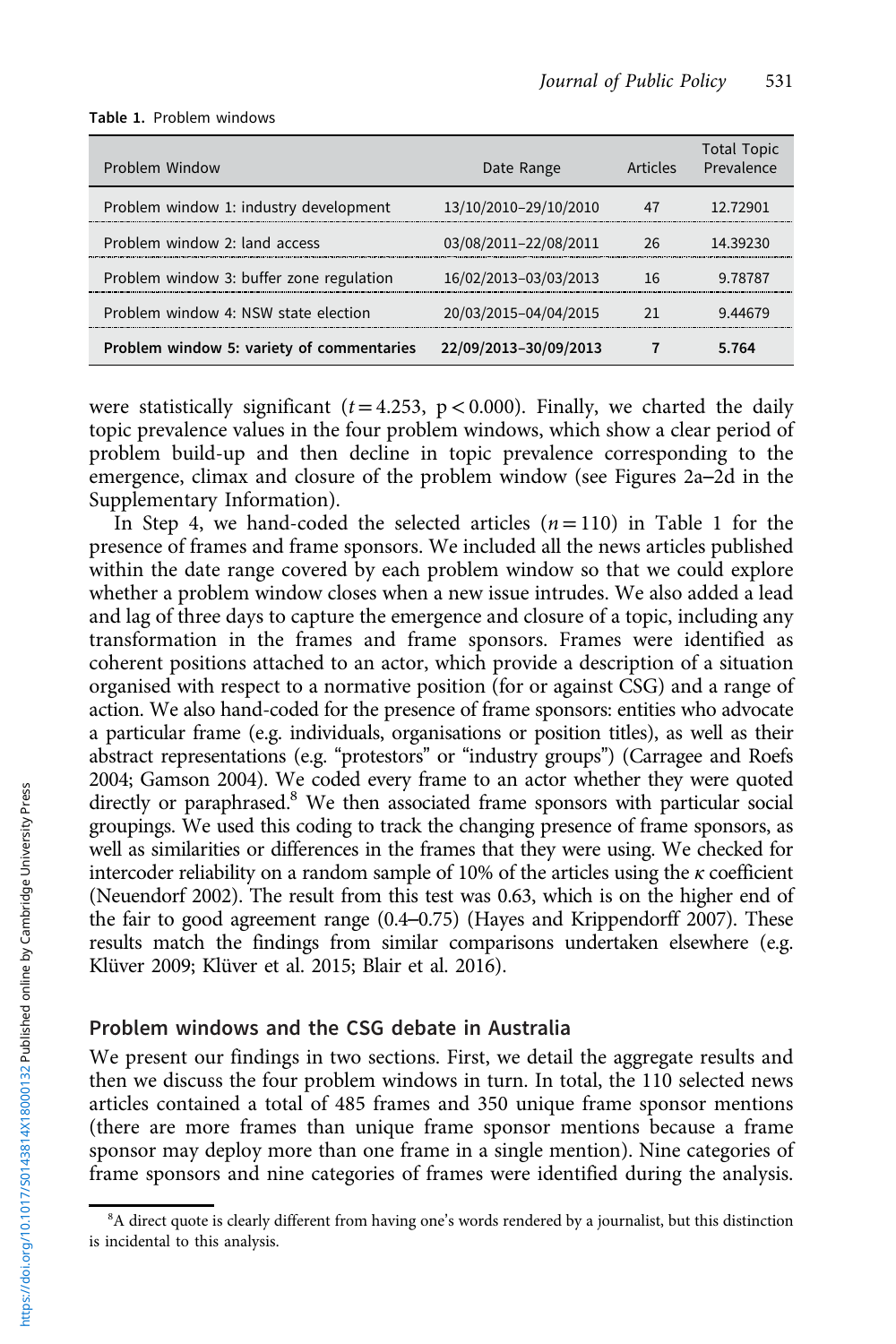Table 1. Problem windows

| Problem Window | Date Range | Articles | Total Topic Prevalence |
|---|---|---|---|
| Problem window 1: industry development | 13/10/2010–29/10/2010 | 47 | 12.72901 |
| Problem window 2: land access | 03/08/2011–22/08/2011 | 26 | 14.39230 |
| Problem window 3: buffer zone regulation | 16/02/2013–03/03/2013 | 16 | 9.78787 |
| Problem window 4: NSW state election | 20/03/2015–04/04/2015 | 21 | 9.44679 |
| **Problem window 5: variety of commentaries** | **22/09/2013–30/09/2013** | **7** | **5.764** |

were statistically significant ($t = 4.253$, $p < 0.000$). Finally, we charted the daily topic prevalence values in the four problem windows, which show a clear period of problem build-up and then decline in topic prevalence corresponding to the emergence, climax and closure of the problem window (see Figures 2a–2d in the Supplementary Information).

In Step 4, we hand-coded the selected articles ($n = 110$) in Table 1 for the presence of frames and frame sponsors. We included all the news articles published within the date range covered by each problem window so that we could explore whether a problem window closes when a new issue intrudes. We also added a lead and lag of three days to capture the emergence and closure of a topic, including any transformation in the frames and frame sponsors. Frames were identified as coherent positions attached to an actor, which provide a description of a situation organised with respect to a normative position (for or against CSG) and a range of action. We also hand-coded for the presence of frame sponsors: entities who advocate a particular frame (e.g. individuals, organisations or position titles), as well as their abstract representations (e.g. "protestors" or "industry groups") (Carragee and Roefs 2004; Gamson 2004). We coded every frame to an actor whether they were quoted directly or paraphrased.[8] We then associated frame sponsors with particular social groupings. We used this coding to track the changing presence of frame sponsors, as well as similarities or differences in the frames that they were using. We checked for intercoder reliability on a random sample of 10% of the articles using the $\kappa$ coefficient (Neuendorf 2002). The result from this test was 0.63, which is on the higher end of the fair to good agreement range (0.4–0.75) (Hayes and Krippendorff 2007). These results match the findings from similar comparisons undertaken elsewhere (e.g. Klüver 2009; Klüver et al. 2015; Blair et al. 2016).

## Problem windows and the CSG debate in Australia

We present our findings in two sections. First, we detail the aggregate results and then we discuss the four problem windows in turn. In total, the 110 selected news articles contained a total of 485 frames and 350 unique frame sponsor mentions (there are more frames than unique frame sponsor mentions because a frame sponsor may deploy more than one frame in a single mention). Nine categories of frame sponsors and nine categories of frames were identified during the analysis.

[8] A direct quote is clearly different from having one's words rendered by a journalist, but this distinction is incidental to this analysis.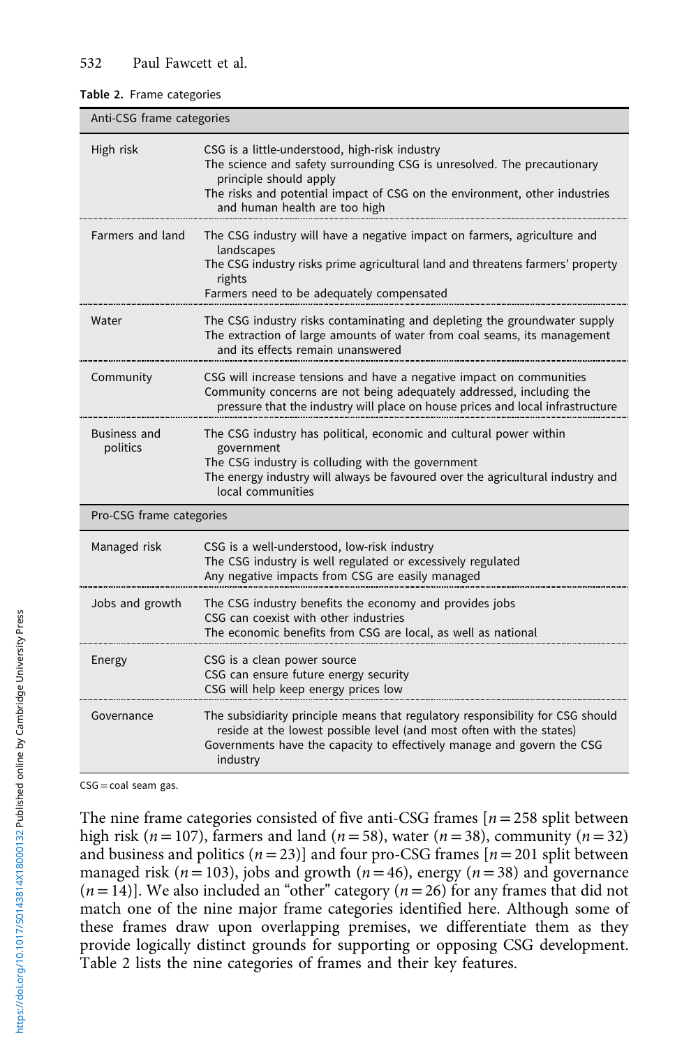**Table 2.** Frame categories

| Anti-CSG frame categories | |
|---|---|
| High risk | CSG is a little-understood, high-risk industry<br>The science and safety surrounding CSG is unresolved. The precautionary principle should apply<br>The risks and potential impact of CSG on the environment, other industries and human health are too high |
| Farmers and land | The CSG industry will have a negative impact on farmers, agriculture and landscapes<br>The CSG industry risks prime agricultural land and threatens farmers' property rights<br>Farmers need to be adequately compensated |
| Water | The CSG industry risks contaminating and depleting the groundwater supply<br>The extraction of large amounts of water from coal seams, its management and its effects remain unanswered |
| Community | CSG will increase tensions and have a negative impact on communities<br>Community concerns are not being adequately addressed, including the pressure that the industry will place on house prices and local infrastructure |
| Business and politics | The CSG industry has political, economic and cultural power within government<br>The CSG industry is colluding with the government<br>The energy industry will always be favoured over the agricultural industry and local communities |
| **Pro-CSG frame categories** | |
| Managed risk | CSG is a well-understood, low-risk industry<br>The CSG industry is well regulated or excessively regulated<br>Any negative impacts from CSG are easily managed |
| Jobs and growth | The CSG industry benefits the economy and provides jobs<br>CSG can coexist with other industries<br>The economic benefits from CSG are local, as well as national |
| Energy | CSG is a clean power source<br>CSG can ensure future energy security<br>CSG will help keep energy prices low |
| Governance | The subsidiarity principle means that regulatory responsibility for CSG should reside at the lowest possible level (and most often with the states)<br>Governments have the capacity to effectively manage and govern the CSG industry |

CSG = coal seam gas.

The nine frame categories consisted of five anti-CSG frames [$n = 258$ split between high risk ($n = 107$), farmers and land ($n = 58$), water ($n = 38$), community ($n = 32$) and business and politics ($n = 23$)] and four pro-CSG frames [$n = 201$ split between managed risk ($n = 103$), jobs and growth ($n = 46$), energy ($n = 38$) and governance ($n = 14$)]. We also included an "other" category ($n = 26$) for any frames that did not match one of the nine major frame categories identified here. Although some of these frames draw upon overlapping premises, we differentiate them as they provide logically distinct grounds for supporting or opposing CSG development. Table 2 lists the nine categories of frames and their key features.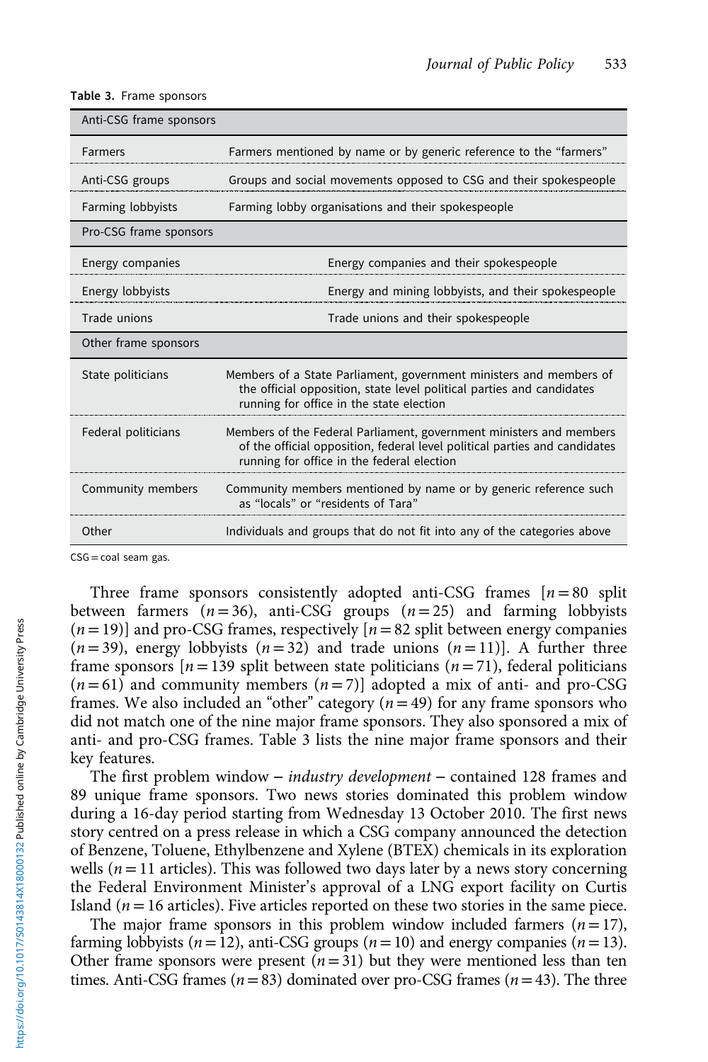**Table 3.** Frame sponsors

| Anti-CSG frame sponsors | |
|---|---|
| Farmers | Farmers mentioned by name or by generic reference to the "farmers" |
| Anti-CSG groups | Groups and social movements opposed to CSG and their spokespeople |
| Farming lobbyists | Farming lobby organisations and their spokespeople |
| **Pro-CSG frame sponsors** | |
| Energy companies | Energy companies and their spokespeople |
| Energy lobbyists | Energy and mining lobbyists, and their spokespeople |
| Trade unions | Trade unions and their spokespeople |
| **Other frame sponsors** | |
| State politicians | Members of a State Parliament, government ministers and members of the official opposition, state level political parties and candidates running for office in the state election |
| Federal politicians | Members of the Federal Parliament, government ministers and members of the official opposition, federal level political parties and candidates running for office in the federal election |
| Community members | Community members mentioned by name or by generic reference such as "locals" or "residents of Tara" |
| Other | Individuals and groups that do not fit into any of the categories above |

CSG = coal seam gas.

Three frame sponsors consistently adopted anti-CSG frames [$n = 80$ split between farmers ($n = 36$), anti-CSG groups ($n = 25$) and farming lobbyists ($n = 19$)] and pro-CSG frames, respectively [$n = 82$ split between energy companies ($n = 39$), energy lobbyists ($n = 32$) and trade unions ($n = 11$)]. A further three frame sponsors [$n = 139$ split between state politicians ($n = 71$), federal politicians ($n = 61$) and community members ($n = 7$)] adopted a mix of anti- and pro-CSG frames. We also included an "other" category ($n = 49$) for any frame sponsors who did not match one of the nine major frame sponsors. They also sponsored a mix of anti- and pro-CSG frames. Table 3 lists the nine major frame sponsors and their key features.

The first problem window – *industry development* – contained 128 frames and 89 unique frame sponsors. Two news stories dominated this problem window during a 16-day period starting from Wednesday 13 October 2010. The first news story centred on a press release in which a CSG company announced the detection of Benzene, Toluene, Ethylbenzene and Xylene (BTEX) chemicals in its exploration wells ($n = 11$ articles). This was followed two days later by a news story concerning the Federal Environment Minister's approval of a LNG export facility on Curtis Island ($n = 16$ articles). Five articles reported on these two stories in the same piece.

The major frame sponsors in this problem window included farmers ($n = 17$), farming lobbyists ($n = 12$), anti-CSG groups ($n = 10$) and energy companies ($n = 13$). Other frame sponsors were present ($n = 31$) but they were mentioned less than ten times. Anti-CSG frames ($n = 83$) dominated over pro-CSG frames ($n = 43$). The three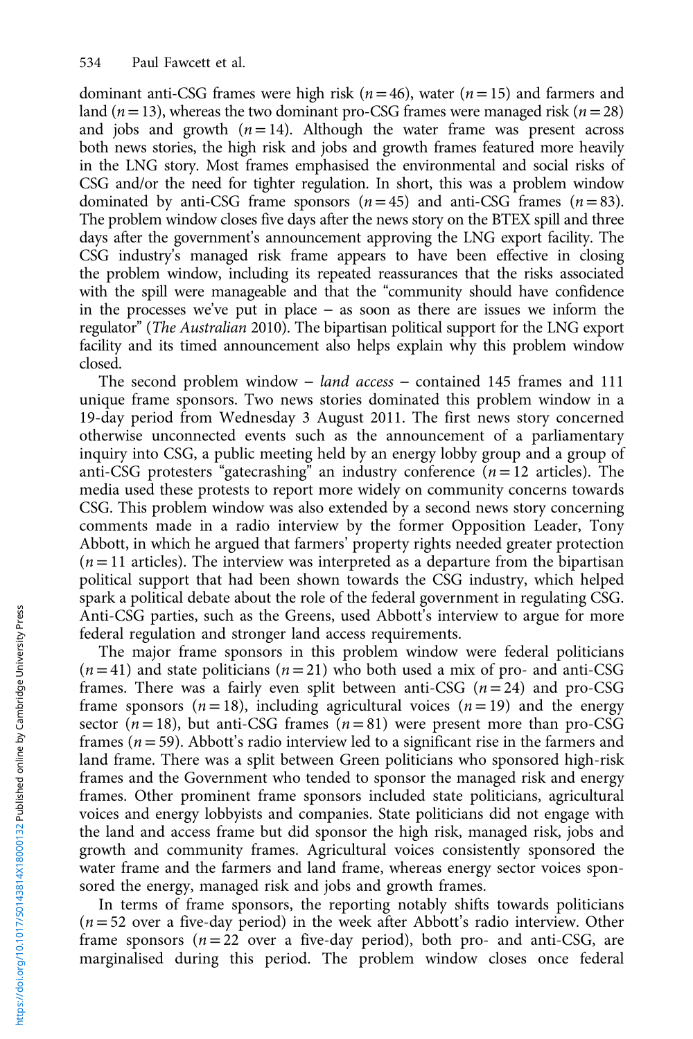dominant anti-CSG frames were high risk ($n = 46$), water ($n = 15$) and farmers and land ($n = 13$), whereas the two dominant pro-CSG frames were managed risk ($n = 28$) and jobs and growth ($n = 14$). Although the water frame was present across both news stories, the high risk and jobs and growth frames featured more heavily in the LNG story. Most frames emphasised the environmental and social risks of CSG and/or the need for tighter regulation. In short, this was a problem window dominated by anti-CSG frame sponsors ($n = 45$) and anti-CSG frames ($n = 83$). The problem window closes five days after the news story on the BTEX spill and three days after the government's announcement approving the LNG export facility. The CSG industry's managed risk frame appears to have been effective in closing the problem window, including its repeated reassurances that the risks associated with the spill were manageable and that the "community should have confidence in the processes we've put in place – as soon as there are issues we inform the regulator" (*The Australian* 2010). The bipartisan political support for the LNG export facility and its timed announcement also helps explain why this problem window closed.

The second problem window – *land access* – contained 145 frames and 111 unique frame sponsors. Two news stories dominated this problem window in a 19-day period from Wednesday 3 August 2011. The first news story concerned otherwise unconnected events such as the announcement of a parliamentary inquiry into CSG, a public meeting held by an energy lobby group and a group of anti-CSG protesters "gatecrashing" an industry conference ($n = 12$ articles). The media used these protests to report more widely on community concerns towards CSG. This problem window was also extended by a second news story concerning comments made in a radio interview by the former Opposition Leader, Tony Abbott, in which he argued that farmers' property rights needed greater protection ($n = 11$ articles). The interview was interpreted as a departure from the bipartisan political support that had been shown towards the CSG industry, which helped spark a political debate about the role of the federal government in regulating CSG. Anti-CSG parties, such as the Greens, used Abbott's interview to argue for more federal regulation and stronger land access requirements.

The major frame sponsors in this problem window were federal politicians ($n = 41$) and state politicians ($n = 21$) who both used a mix of pro- and anti-CSG frames. There was a fairly even split between anti-CSG ($n = 24$) and pro-CSG frame sponsors ($n = 18$), including agricultural voices ($n = 19$) and the energy sector ($n = 18$), but anti-CSG frames ($n = 81$) were present more than pro-CSG frames ($n = 59$). Abbott's radio interview led to a significant rise in the farmers and land frame. There was a split between Green politicians who sponsored high-risk frames and the Government who tended to sponsor the managed risk and energy frames. Other prominent frame sponsors included state politicians, agricultural voices and energy lobbyists and companies. State politicians did not engage with the land and access frame but did sponsor the high risk, managed risk, jobs and growth and community frames. Agricultural voices consistently sponsored the water frame and the farmers and land frame, whereas energy sector voices sponsored the energy, managed risk and jobs and growth frames.

In terms of frame sponsors, the reporting notably shifts towards politicians ($n = 52$ over a five-day period) in the week after Abbott's radio interview. Other frame sponsors ($n = 22$ over a five-day period), both pro- and anti-CSG, are marginalised during this period. The problem window closes once federal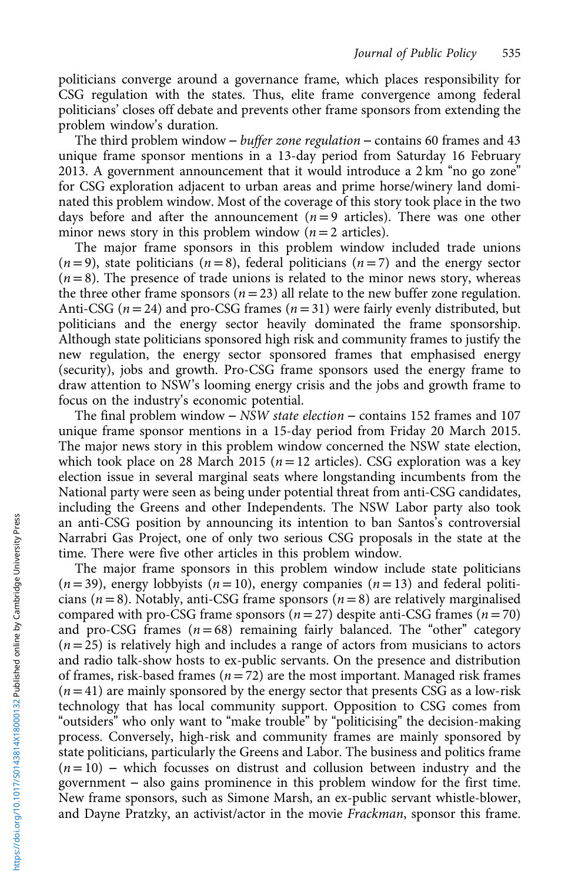politicians converge around a governance frame, which places responsibility for CSG regulation with the states. Thus, elite frame convergence among federal politicians' closes off debate and prevents other frame sponsors from extending the problem window's duration.

The third problem window – *buffer zone regulation* – contains 60 frames and 43 unique frame sponsor mentions in a 13-day period from Saturday 16 February 2013. A government announcement that it would introduce a 2 km "no go zone" for CSG exploration adjacent to urban areas and prime horse/winery land dominated this problem window. Most of the coverage of this story took place in the two days before and after the announcement ($n = 9$ articles). There was one other minor news story in this problem window ($n = 2$ articles).

The major frame sponsors in this problem window included trade unions ($n = 9$), state politicians ($n = 8$), federal politicians ($n = 7$) and the energy sector ($n = 8$). The presence of trade unions is related to the minor news story, whereas the three other frame sponsors ($n = 23$) all relate to the new buffer zone regulation. Anti-CSG ($n = 24$) and pro-CSG frames ($n = 31$) were fairly evenly distributed, but politicians and the energy sector heavily dominated the frame sponsorship. Although state politicians sponsored high risk and community frames to justify the new regulation, the energy sector sponsored frames that emphasised energy (security), jobs and growth. Pro-CSG frame sponsors used the energy frame to draw attention to NSW's looming energy crisis and the jobs and growth frame to focus on the industry's economic potential.

The final problem window – *NSW state election* – contains 152 frames and 107 unique frame sponsor mentions in a 15-day period from Friday 20 March 2015. The major news story in this problem window concerned the NSW state election, which took place on 28 March 2015 ($n = 12$ articles). CSG exploration was a key election issue in several marginal seats where longstanding incumbents from the National party were seen as being under potential threat from anti-CSG candidates, including the Greens and other Independents. The NSW Labor party also took an anti-CSG position by announcing its intention to ban Santos's controversial Narrabri Gas Project, one of only two serious CSG proposals in the state at the time. There were five other articles in this problem window.

The major frame sponsors in this problem window include state politicians ($n = 39$), energy lobbyists ($n = 10$), energy companies ($n = 13$) and federal politicians ($n = 8$). Notably, anti-CSG frame sponsors ($n = 8$) are relatively marginalised compared with pro-CSG frame sponsors ($n = 27$) despite anti-CSG frames ($n = 70$) and pro-CSG frames ($n = 68$) remaining fairly balanced. The "other" category ($n = 25$) is relatively high and includes a range of actors from musicians to actors and radio talk-show hosts to ex-public servants. On the presence and distribution of frames, risk-based frames ($n = 72$) are the most important. Managed risk frames ($n = 41$) are mainly sponsored by the energy sector that presents CSG as a low-risk technology that has local community support. Opposition to CSG comes from "outsiders" who only want to "make trouble" by "politicising" the decision-making process. Conversely, high-risk and community frames are mainly sponsored by state politicians, particularly the Greens and Labor. The business and politics frame ($n = 10$) – which focusses on distrust and collusion between industry and the government – also gains prominence in this problem window for the first time. New frame sponsors, such as Simone Marsh, an ex-public servant whistle-blower, and Dayne Pratzky, an activist/actor in the movie *Frackman*, sponsor this frame.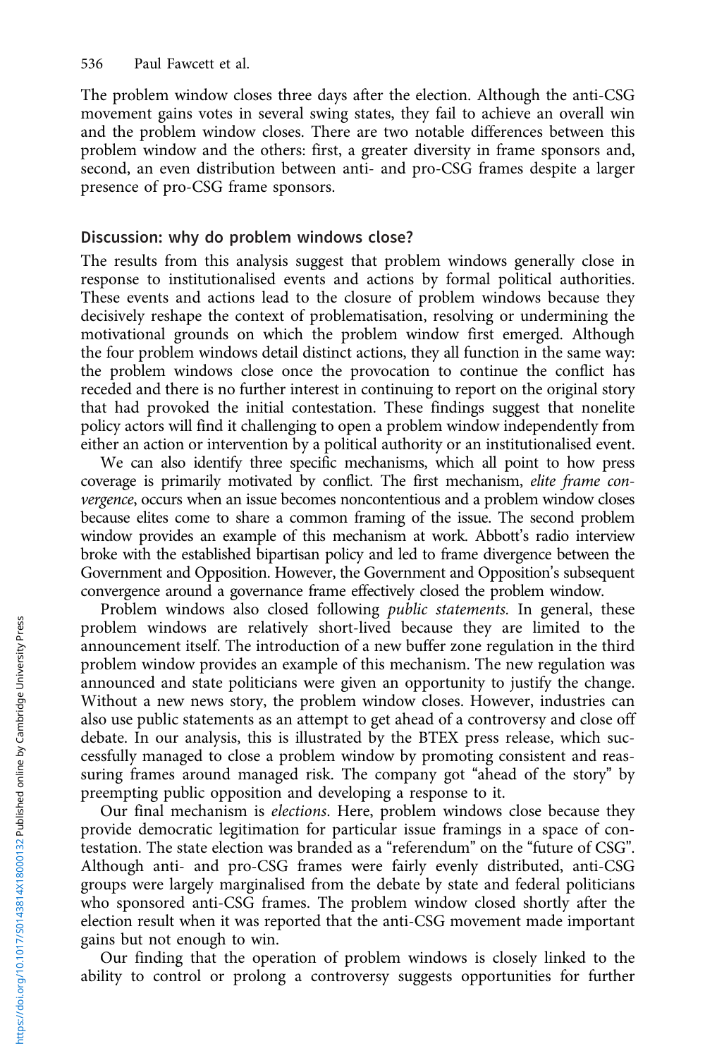The problem window closes three days after the election. Although the anti-CSG movement gains votes in several swing states, they fail to achieve an overall win and the problem window closes. There are two notable differences between this problem window and the others: first, a greater diversity in frame sponsors and, second, an even distribution between anti- and pro-CSG frames despite a larger presence of pro-CSG frame sponsors.

## Discussion: why do problem windows close?

The results from this analysis suggest that problem windows generally close in response to institutionalised events and actions by formal political authorities. These events and actions lead to the closure of problem windows because they decisively reshape the context of problematisation, resolving or undermining the motivational grounds on which the problem window first emerged. Although the four problem windows detail distinct actions, they all function in the same way: the problem windows close once the provocation to continue the conflict has receded and there is no further interest in continuing to report on the original story that had provoked the initial contestation. These findings suggest that nonelite policy actors will find it challenging to open a problem window independently from either an action or intervention by a political authority or an institutionalised event.

We can also identify three specific mechanisms, which all point to how press coverage is primarily motivated by conflict. The first mechanism, *elite frame convergence*, occurs when an issue becomes noncontentious and a problem window closes because elites come to share a common framing of the issue. The second problem window provides an example of this mechanism at work. Abbott's radio interview broke with the established bipartisan policy and led to frame divergence between the Government and Opposition. However, the Government and Opposition's subsequent convergence around a governance frame effectively closed the problem window.

Problem windows also closed following *public statements*. In general, these problem windows are relatively short-lived because they are limited to the announcement itself. The introduction of a new buffer zone regulation in the third problem window provides an example of this mechanism. The new regulation was announced and state politicians were given an opportunity to justify the change. Without a new news story, the problem window closes. However, industries can also use public statements as an attempt to get ahead of a controversy and close off debate. In our analysis, this is illustrated by the BTEX press release, which successfully managed to close a problem window by promoting consistent and reassuring frames around managed risk. The company got "ahead of the story" by preempting public opposition and developing a response to it.

Our final mechanism is *elections*. Here, problem windows close because they provide democratic legitimation for particular issue framings in a space of contestation. The state election was branded as a "referendum" on the "future of CSG". Although anti- and pro-CSG frames were fairly evenly distributed, anti-CSG groups were largely marginalised from the debate by state and federal politicians who sponsored anti-CSG frames. The problem window closed shortly after the election result when it was reported that the anti-CSG movement made important gains but not enough to win.

Our finding that the operation of problem windows is closely linked to the ability to control or prolong a controversy suggests opportunities for further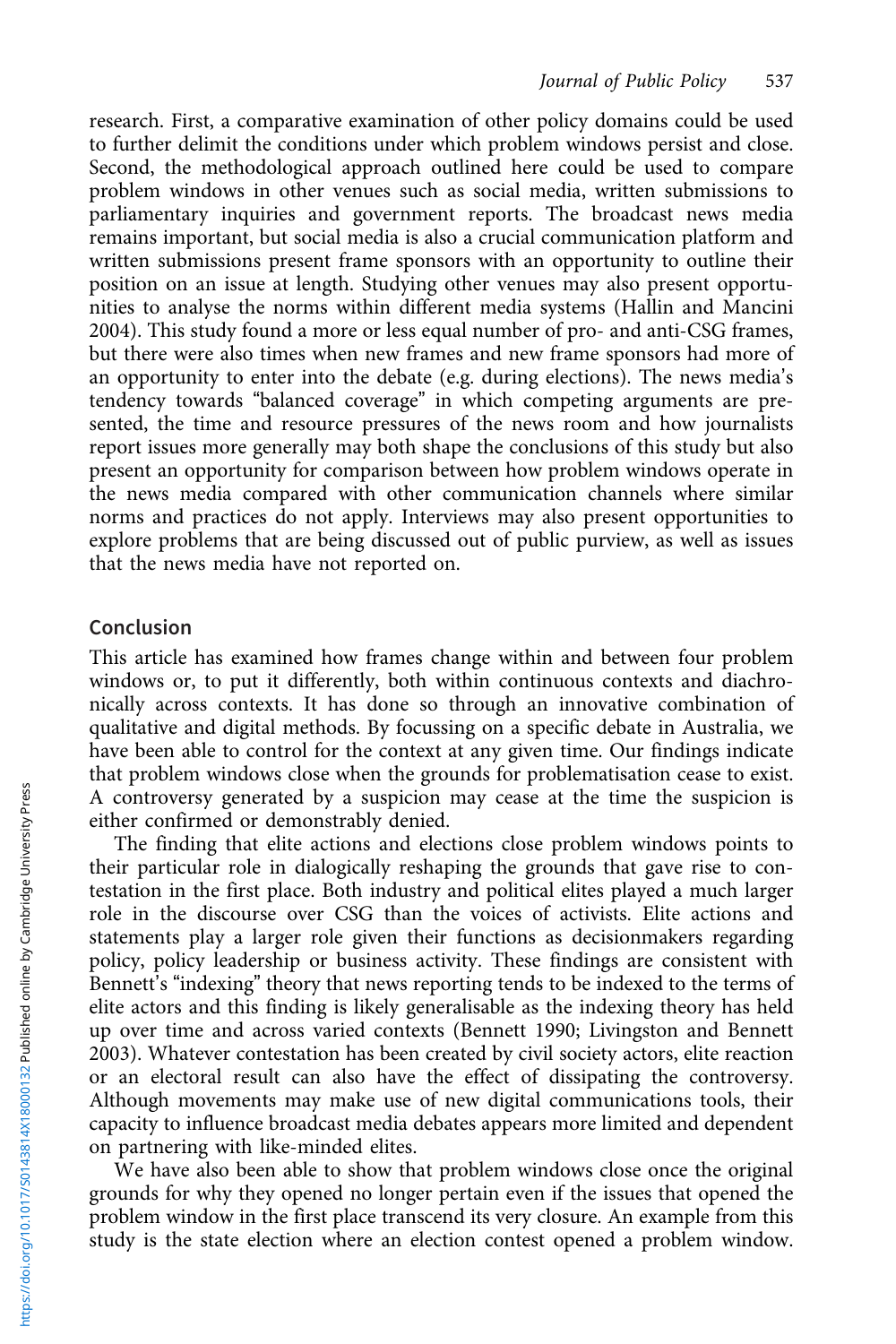research. First, a comparative examination of other policy domains could be used to further delimit the conditions under which problem windows persist and close. Second, the methodological approach outlined here could be used to compare problem windows in other venues such as social media, written submissions to parliamentary inquiries and government reports. The broadcast news media remains important, but social media is also a crucial communication platform and written submissions present frame sponsors with an opportunity to outline their position on an issue at length. Studying other venues may also present opportunities to analyse the norms within different media systems (Hallin and Mancini 2004). This study found a more or less equal number of pro- and anti-CSG frames, but there were also times when new frames and new frame sponsors had more of an opportunity to enter into the debate (e.g. during elections). The news media's tendency towards "balanced coverage" in which competing arguments are presented, the time and resource pressures of the news room and how journalists report issues more generally may both shape the conclusions of this study but also present an opportunity for comparison between how problem windows operate in the news media compared with other communication channels where similar norms and practices do not apply. Interviews may also present opportunities to explore problems that are being discussed out of public purview, as well as issues that the news media have not reported on.

## Conclusion

This article has examined how frames change within and between four problem windows or, to put it differently, both within continuous contexts and diachronically across contexts. It has done so through an innovative combination of qualitative and digital methods. By focussing on a specific debate in Australia, we have been able to control for the context at any given time. Our findings indicate that problem windows close when the grounds for problematisation cease to exist. A controversy generated by a suspicion may cease at the time the suspicion is either confirmed or demonstrably denied.

The finding that elite actions and elections close problem windows points to their particular role in dialogically reshaping the grounds that gave rise to contestation in the first place. Both industry and political elites played a much larger role in the discourse over CSG than the voices of activists. Elite actions and statements play a larger role given their functions as decisionmakers regarding policy, policy leadership or business activity. These findings are consistent with Bennett's "indexing" theory that news reporting tends to be indexed to the terms of elite actors and this finding is likely generalisable as the indexing theory has held up over time and across varied contexts (Bennett 1990; Livingston and Bennett 2003). Whatever contestation has been created by civil society actors, elite reaction or an electoral result can also have the effect of dissipating the controversy. Although movements may make use of new digital communications tools, their capacity to influence broadcast media debates appears more limited and dependent on partnering with like-minded elites.

We have also been able to show that problem windows close once the original grounds for why they opened no longer pertain even if the issues that opened the problem window in the first place transcend its very closure. An example from this study is the state election where an election contest opened a problem window.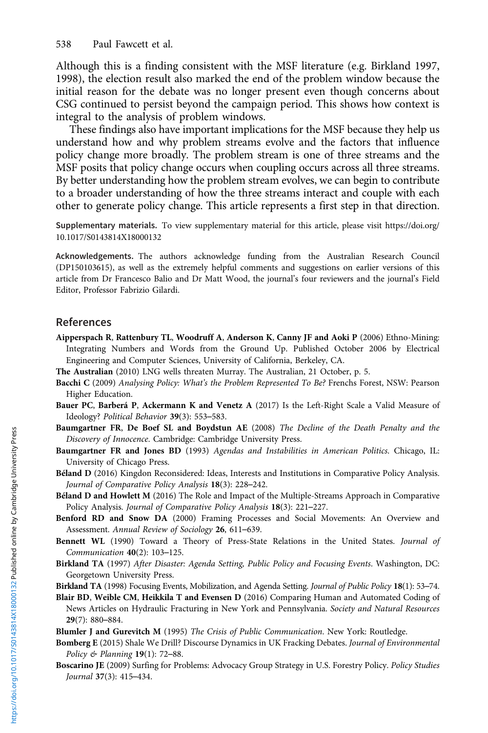Although this is a finding consistent with the MSF literature (e.g. Birkland 1997, 1998), the election result also marked the end of the problem window because the initial reason for the debate was no longer present even though concerns about CSG continued to persist beyond the campaign period. This shows how context is integral to the analysis of problem windows.

These findings also have important implications for the MSF because they help us understand how and why problem streams evolve and the factors that influence policy change more broadly. The problem stream is one of three streams and the MSF posits that policy change occurs when coupling occurs across all three streams. By better understanding how the problem stream evolves, we can begin to contribute to a broader understanding of how the three streams interact and couple with each other to generate policy change. This article represents a first step in that direction.

**Supplementary materials.** To view supplementary material for this article, please visit https://doi.org/10.1017/S0143814X18000132

**Acknowledgements.** The authors acknowledge funding from the Australian Research Council (DP150103615), as well as the extremely helpful comments and suggestions on earlier versions of this article from Dr Francesco Balio and Dr Matt Wood, the journal's four reviewers and the journal's Field Editor, Professor Fabrizio Gilardi.

## References

**Aipperspach R, Rattenbury TL, Woodruff A, Anderson K, Canny JF and Aoki P** (2006) Ethno-Mining: Integrating Numbers and Words from the Ground Up. Published October 2006 by Electrical Engineering and Computer Sciences, University of California, Berkeley, CA.

**The Australian** (2010) LNG wells threaten Murray. The Australian, 21 October, p. 5.

**Bacchi C** (2009) *Analysing Policy: What's the Problem Represented To Be?* Frenchs Forest, NSW: Pearson Higher Education.

**Bauer PC, Barberá P, Ackermann K and Venetz A** (2017) Is the Left-Right Scale a Valid Measure of Ideology? *Political Behavior* **39**(3): 553–583.

**Baumgartner FR, De Boef SL and Boydstun AE** (2008) *The Decline of the Death Penalty and the Discovery of Innocence*. Cambridge: Cambridge University Press.

**Baumgartner FR and Jones BD** (1993) *Agendas and Instabilities in American Politics*. Chicago, IL: University of Chicago Press.

**Béland D** (2016) Kingdon Reconsidered: Ideas, Interests and Institutions in Comparative Policy Analysis. *Journal of Comparative Policy Analysis* **18**(3): 228–242.

**Béland D and Howlett M** (2016) The Role and Impact of the Multiple-Streams Approach in Comparative Policy Analysis. *Journal of Comparative Policy Analysis* **18**(3): 221–227.

**Benford RD and Snow DA** (2000) Framing Processes and Social Movements: An Overview and Assessment. *Annual Review of Sociology* **26**, 611–639.

**Bennett WL** (1990) Toward a Theory of Press-State Relations in the United States. *Journal of Communication* **40**(2): 103–125.

**Birkland TA** (1997) *After Disaster: Agenda Setting, Public Policy and Focusing Events*. Washington, DC: Georgetown University Press.

**Birkland TA** (1998) Focusing Events, Mobilization, and Agenda Setting. *Journal of Public Policy* **18**(1): 53–74.

**Blair BD, Weible CM, Heikkila T and Evensen D** (2016) Comparing Human and Automated Coding of News Articles on Hydraulic Fracturing in New York and Pennsylvania. *Society and Natural Resources* **29**(7): 880–884.

**Blumler J and Gurevitch M** (1995) *The Crisis of Public Communication*. New York: Routledge.

**Bomberg E** (2015) Shale We Drill? Discourse Dynamics in UK Fracking Debates. *Journal of Environmental Policy & Planning* **19**(1): 72–88.

**Boscarino JE** (2009) Surfing for Problems: Advocacy Group Strategy in U.S. Forestry Policy. *Policy Studies Journal* **37**(3): 415–434.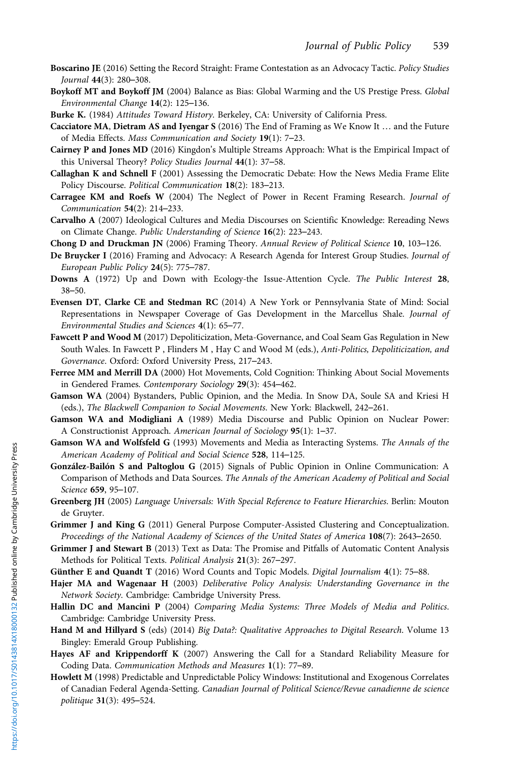**Boscarino JE** (2016) Setting the Record Straight: Frame Contestation as an Advocacy Tactic. *Policy Studies Journal* **44**(3): 280–308.

**Boykoff MT and Boykoff JM** (2004) Balance as Bias: Global Warming and the US Prestige Press. *Global Environmental Change* **14**(2): 125–136.

**Burke K.** (1984) *Attitudes Toward History*. Berkeley, CA: University of California Press.

**Cacciatore MA, Dietram AS and Iyengar S** (2016) The End of Framing as We Know It … and the Future of Media Effects. *Mass Communication and Society* **19**(1): 7–23.

**Cairney P and Jones MD** (2016) Kingdon's Multiple Streams Approach: What is the Empirical Impact of this Universal Theory? *Policy Studies Journal* **44**(1): 37–58.

**Callaghan K and Schnell F** (2001) Assessing the Democratic Debate: How the News Media Frame Elite Policy Discourse. *Political Communication* **18**(2): 183–213.

**Carragee KM and Roefs W** (2004) The Neglect of Power in Recent Framing Research. *Journal of Communication* **54**(2): 214–233.

**Carvalho A** (2007) Ideological Cultures and Media Discourses on Scientific Knowledge: Rereading News on Climate Change. *Public Understanding of Science* **16**(2): 223–243.

**Chong D and Druckman JN** (2006) Framing Theory. *Annual Review of Political Science* **10**, 103–126.

**De Bruycker I** (2016) Framing and Advocacy: A Research Agenda for Interest Group Studies. *Journal of European Public Policy* **24**(5): 775–787.

**Downs A** (1972) Up and Down with Ecology-the Issue-Attention Cycle. *The Public Interest* **28**, 38–50.

**Evensen DT, Clarke CE and Stedman RC** (2014) A New York or Pennsylvania State of Mind: Social Representations in Newspaper Coverage of Gas Development in the Marcellus Shale. *Journal of Environmental Studies and Sciences* **4**(1): 65–77.

**Fawcett P and Wood M** (2017) Depoliticization, Meta-Governance, and Coal Seam Gas Regulation in New South Wales. In Fawcett P , Flinders M , Hay C and Wood M (eds.), *Anti-Politics, Depoliticization, and Governance*. Oxford: Oxford University Press, 217–243.

**Ferree MM and Merrill DA** (2000) Hot Movements, Cold Cognition: Thinking About Social Movements in Gendered Frames. *Contemporary Sociology* **29**(3): 454–462.

**Gamson WA** (2004) Bystanders, Public Opinion, and the Media. In Snow DA, Soule SA and Kriesi H (eds.), *The Blackwell Companion to Social Movements*. New York: Blackwell, 242–261.

**Gamson WA and Modigliani A** (1989) Media Discourse and Public Opinion on Nuclear Power: A Constructionist Approach. *American Journal of Sociology* **95**(1): 1–37.

**Gamson WA and Wolfsfeld G** (1993) Movements and Media as Interacting Systems. *The Annals of the American Academy of Political and Social Science* **528**, 114–125.

**González-Bailón S and Paltoglou G** (2015) Signals of Public Opinion in Online Communication: A Comparison of Methods and Data Sources. *The Annals of the American Academy of Political and Social Science* **659**, 95–107.

**Greenberg JH** (2005) *Language Universals: With Special Reference to Feature Hierarchies*. Berlin: Mouton de Gruyter.

**Grimmer J and King G** (2011) General Purpose Computer-Assisted Clustering and Conceptualization. *Proceedings of the National Academy of Sciences of the United States of America* **108**(7): 2643–2650.

**Grimmer J and Stewart B** (2013) Text as Data: The Promise and Pitfalls of Automatic Content Analysis Methods for Political Texts. *Political Analysis* **21**(3): 267–297.

**Günther E and Quandt T** (2016) Word Counts and Topic Models. *Digital Journalism* **4**(1): 75–88.

**Hajer MA and Wagenaar H** (2003) *Deliberative Policy Analysis: Understanding Governance in the Network Society*. Cambridge: Cambridge University Press.

**Hallin DC and Mancini P** (2004) *Comparing Media Systems: Three Models of Media and Politics*. Cambridge: Cambridge University Press.

**Hand M and Hillyard S** (eds) (2014) *Big Data?: Qualitative Approaches to Digital Research*. Volume 13 Bingley: Emerald Group Publishing.

**Hayes AF and Krippendorff K** (2007) Answering the Call for a Standard Reliability Measure for Coding Data. *Communication Methods and Measures* **1**(1): 77–89.

**Howlett M** (1998) Predictable and Unpredictable Policy Windows: Institutional and Exogenous Correlates of Canadian Federal Agenda-Setting. *Canadian Journal of Political Science/Revue canadienne de science politique* **31**(3): 495–524.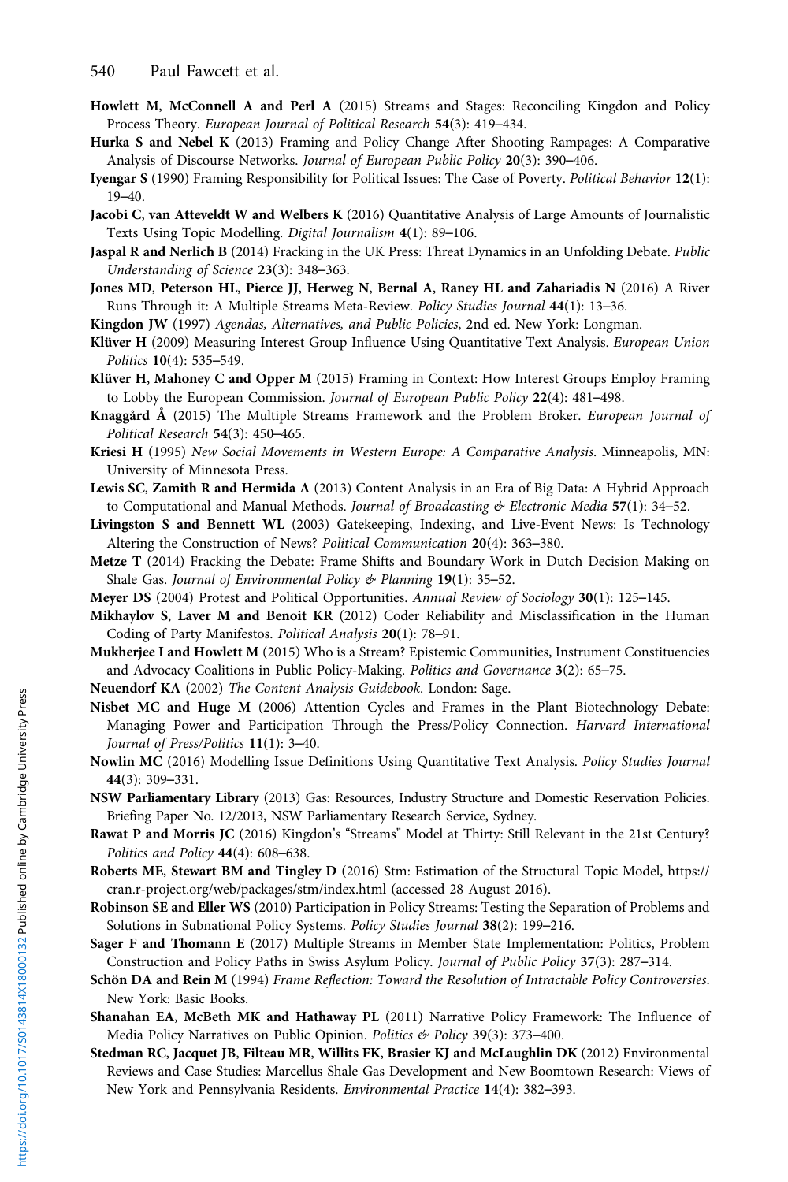**Howlett M, McConnell A and Perl A** (2015) Streams and Stages: Reconciling Kingdon and Policy Process Theory. *European Journal of Political Research* **54**(3): 419–434.

**Hurka S and Nebel K** (2013) Framing and Policy Change After Shooting Rampages: A Comparative Analysis of Discourse Networks. *Journal of European Public Policy* **20**(3): 390–406.

**Iyengar S** (1990) Framing Responsibility for Political Issues: The Case of Poverty. *Political Behavior* **12**(1): 19–40.

**Jacobi C, van Atteveldt W and Welbers K** (2016) Quantitative Analysis of Large Amounts of Journalistic Texts Using Topic Modelling. *Digital Journalism* **4**(1): 89–106.

**Jaspal R and Nerlich B** (2014) Fracking in the UK Press: Threat Dynamics in an Unfolding Debate. *Public Understanding of Science* **23**(3): 348–363.

**Jones MD, Peterson HL, Pierce JJ, Herweg N, Bernal A, Raney HL and Zahariadis N** (2016) A River Runs Through it: A Multiple Streams Meta-Review. *Policy Studies Journal* **44**(1): 13–36.

**Kingdon JW** (1997) *Agendas, Alternatives, and Public Policies*, 2nd ed. New York: Longman.

**Klüver H** (2009) Measuring Interest Group Influence Using Quantitative Text Analysis. *European Union Politics* **10**(4): 535–549.

**Klüver H, Mahoney C and Opper M** (2015) Framing in Context: How Interest Groups Employ Framing to Lobby the European Commission. *Journal of European Public Policy* **22**(4): 481–498.

**Knaggård Å** (2015) The Multiple Streams Framework and the Problem Broker. *European Journal of Political Research* **54**(3): 450–465.

**Kriesi H** (1995) *New Social Movements in Western Europe: A Comparative Analysis*. Minneapolis, MN: University of Minnesota Press.

**Lewis SC, Zamith R and Hermida A** (2013) Content Analysis in an Era of Big Data: A Hybrid Approach to Computational and Manual Methods. *Journal of Broadcasting & Electronic Media* **57**(1): 34–52.

**Livingston S and Bennett WL** (2003) Gatekeeping, Indexing, and Live-Event News: Is Technology Altering the Construction of News? *Political Communication* **20**(4): 363–380.

**Metze T** (2014) Fracking the Debate: Frame Shifts and Boundary Work in Dutch Decision Making on Shale Gas. *Journal of Environmental Policy & Planning* **19**(1): 35–52.

**Meyer DS** (2004) Protest and Political Opportunities. *Annual Review of Sociology* **30**(1): 125–145.

**Mikhaylov S, Laver M and Benoit KR** (2012) Coder Reliability and Misclassification in the Human Coding of Party Manifestos. *Political Analysis* **20**(1): 78–91.

**Mukherjee I and Howlett M** (2015) Who is a Stream? Epistemic Communities, Instrument Constituencies and Advocacy Coalitions in Public Policy-Making. *Politics and Governance* **3**(2): 65–75.

**Neuendorf KA** (2002) *The Content Analysis Guidebook*. London: Sage.

**Nisbet MC and Huge M** (2006) Attention Cycles and Frames in the Plant Biotechnology Debate: Managing Power and Participation Through the Press/Policy Connection. *Harvard International Journal of Press/Politics* **11**(1): 3–40.

**Nowlin MC** (2016) Modelling Issue Definitions Using Quantitative Text Analysis. *Policy Studies Journal* **44**(3): 309–331.

**NSW Parliamentary Library** (2013) Gas: Resources, Industry Structure and Domestic Reservation Policies. Briefing Paper No. 12/2013, NSW Parliamentary Research Service, Sydney.

**Rawat P and Morris JC** (2016) Kingdon's "Streams" Model at Thirty: Still Relevant in the 21st Century? *Politics and Policy* **44**(4): 608–638.

**Roberts ME, Stewart BM and Tingley D** (2016) Stm: Estimation of the Structural Topic Model, https://cran.r-project.org/web/packages/stm/index.html (accessed 28 August 2016).

**Robinson SE and Eller WS** (2010) Participation in Policy Streams: Testing the Separation of Problems and Solutions in Subnational Policy Systems. *Policy Studies Journal* **38**(2): 199–216.

**Sager F and Thomann E** (2017) Multiple Streams in Member State Implementation: Politics, Problem Construction and Policy Paths in Swiss Asylum Policy. *Journal of Public Policy* **37**(3): 287–314.

**Schön DA and Rein M** (1994) *Frame Reflection: Toward the Resolution of Intractable Policy Controversies*. New York: Basic Books.

**Shanahan EA, McBeth MK and Hathaway PL** (2011) Narrative Policy Framework: The Influence of Media Policy Narratives on Public Opinion. *Politics & Policy* **39**(3): 373–400.

**Stedman RC, Jacquet JB, Filteau MR, Willits FK, Brasier KJ and McLaughlin DK** (2012) Environmental Reviews and Case Studies: Marcellus Shale Gas Development and New Boomtown Research: Views of New York and Pennsylvania Residents. *Environmental Practice* **14**(4): 382–393.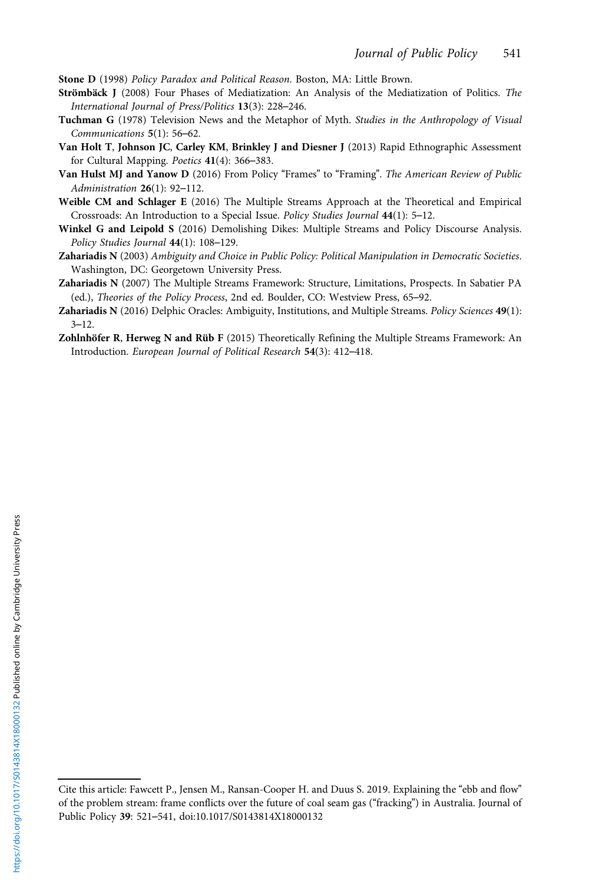**Stone D** (1998) *Policy Paradox and Political Reason*. Boston, MA: Little Brown.

**Strömbäck J** (2008) Four Phases of Mediatization: An Analysis of the Mediatization of Politics. *The International Journal of Press/Politics* **13**(3): 228–246.

**Tuchman G** (1978) Television News and the Metaphor of Myth. *Studies in the Anthropology of Visual Communications* **5**(1): 56–62.

**Van Holt T**, **Johnson JC**, **Carley KM**, **Brinkley J and Diesner J** (2013) Rapid Ethnographic Assessment for Cultural Mapping. *Poetics* **41**(4): 366–383.

**Van Hulst MJ and Yanow D** (2016) From Policy "Frames" to "Framing". *The American Review of Public Administration* **26**(1): 92–112.

**Weible CM and Schlager E** (2016) The Multiple Streams Approach at the Theoretical and Empirical Crossroads: An Introduction to a Special Issue. *Policy Studies Journal* **44**(1): 5–12.

**Winkel G and Leipold S** (2016) Demolishing Dikes: Multiple Streams and Policy Discourse Analysis. *Policy Studies Journal* **44**(1): 108–129.

**Zahariadis N** (2003) *Ambiguity and Choice in Public Policy: Political Manipulation in Democratic Societies*. Washington, DC: Georgetown University Press.

**Zahariadis N** (2007) The Multiple Streams Framework: Structure, Limitations, Prospects. In Sabatier PA (ed.), *Theories of the Policy Process*, 2nd ed. Boulder, CO: Westview Press, 65–92.

**Zahariadis N** (2016) Delphic Oracles: Ambiguity, Institutions, and Multiple Streams. *Policy Sciences* **49**(1): 3–12.

**Zohlnhöfer R**, **Herweg N and Rüb F** (2015) Theoretically Refining the Multiple Streams Framework: An Introduction. *European Journal of Political Research* **54**(3): 412–418.

Cite this article: Fawcett P., Jensen M., Ransan-Cooper H. and Duus S. 2019. Explaining the "ebb and flow" of the problem stream: frame conflicts over the future of coal seam gas ("fracking") in Australia. Journal of Public Policy **39**: 521–541, doi:10.1017/S0143814X18000132